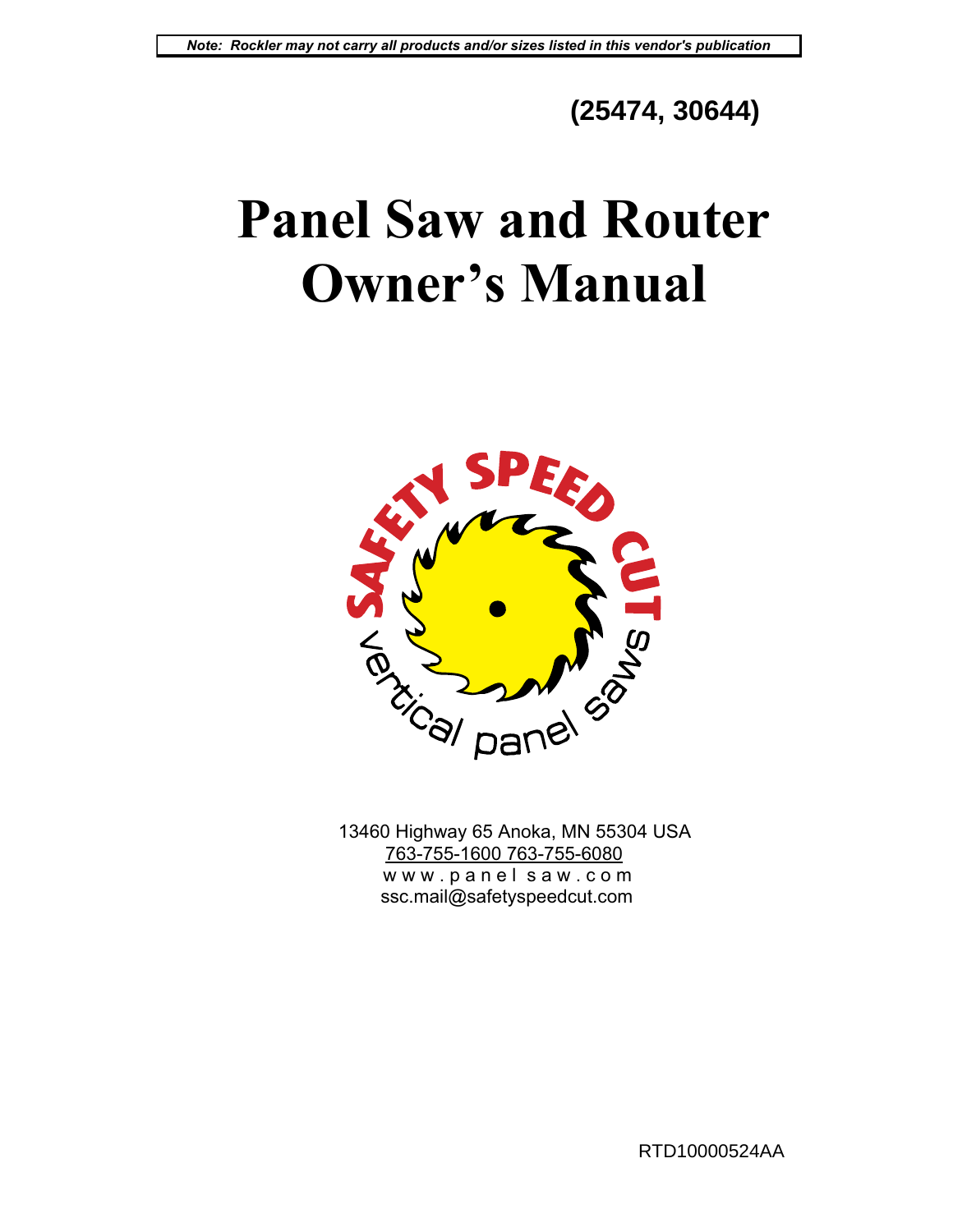**Note: Rockler may not carry all products and/or sizes listed in this vendor's publication**

**(25474, 30644)**

# Panel Saw and Router Owner's Manual

SAFETY SPEED CUT

vertical panel saws

13460 Highway 65 Anoka, MN 55304 USA
763-755-1600 763-755-6080
w w w . p a n e l s a w . c o m
ssc.mail@safetyspeedcut.com

RTD10000524AA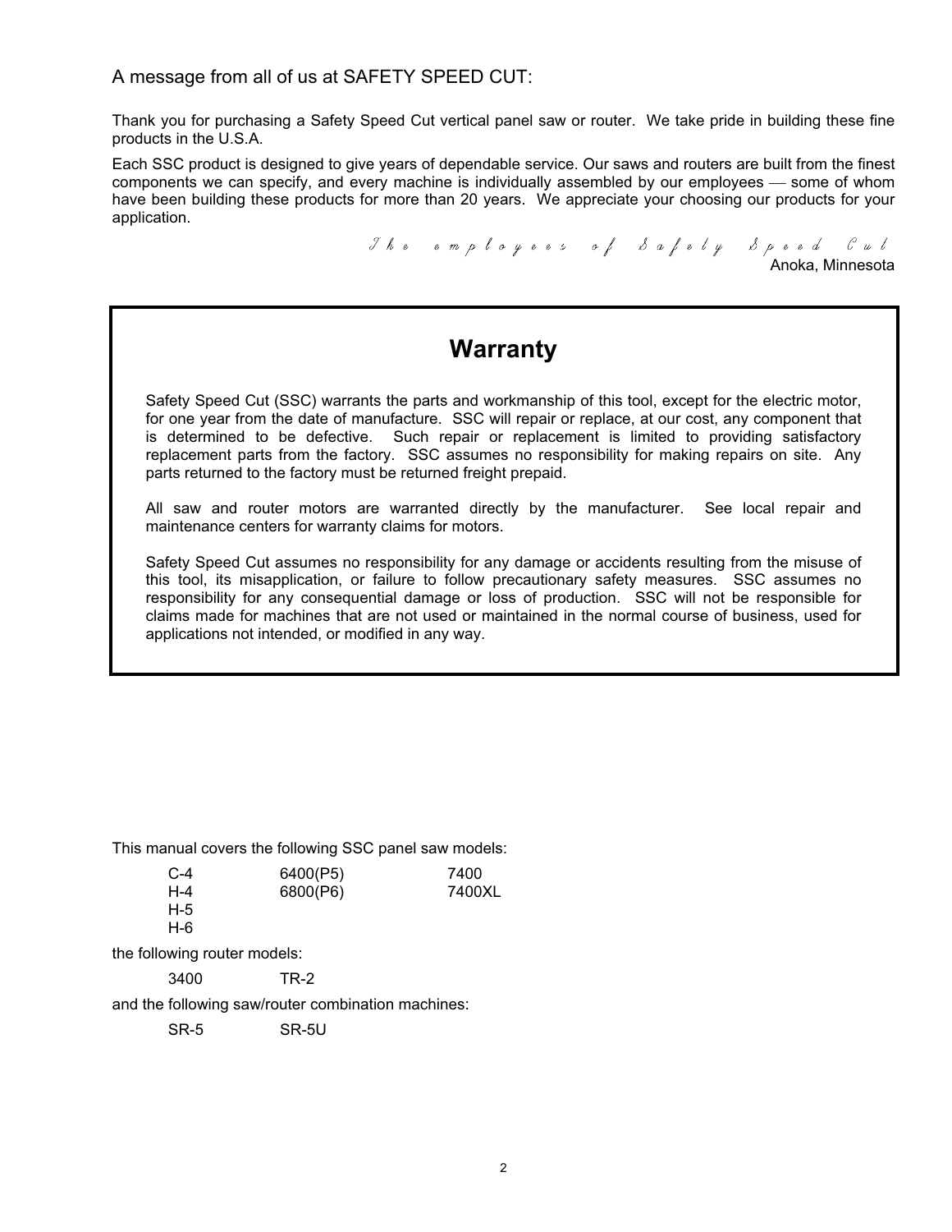A message from all of us at SAFETY SPEED CUT:

Thank you for purchasing a Safety Speed Cut vertical panel saw or router. We take pride in building these fine products in the U.S.A.

Each SSC product is designed to give years of dependable service. Our saws and routers are built from the finest components we can specify, and every machine is individually assembled by our employees — some of whom have been building these products for more than 20 years. We appreciate your choosing our products for your application.

*The employees of Safety Speed Cut*
Anoka, Minnesota

## Warranty

Safety Speed Cut (SSC) warrants the parts and workmanship of this tool, except for the electric motor, for one year from the date of manufacture. SSC will repair or replace, at our cost, any component that is determined to be defective. Such repair or replacement is limited to providing satisfactory replacement parts from the factory. SSC assumes no responsibility for making repairs on site. Any parts returned to the factory must be returned freight prepaid.

All saw and router motors are warranted directly by the manufacturer. See local repair and maintenance centers for warranty claims for motors.

Safety Speed Cut assumes no responsibility for any damage or accidents resulting from the misuse of this tool, its misapplication, or failure to follow precautionary safety measures. SSC assumes no responsibility for any consequential damage or loss of production. SSC will not be responsible for claims made for machines that are not used or maintained in the normal course of business, used for applications not intended, or modified in any way.

This manual covers the following SSC panel saw models:

| | | |
|---|---|---|
| C-4 | 6400(P5) | 7400 |
| H-4 | 6800(P6) | 7400XL |
| H-5 | | |
| H-6 | | |

the following router models:

| | |
|---|---|
| 3400 | TR-2 |

and the following saw/router combination machines:

| | |
|---|---|
| SR-5 | SR-5U |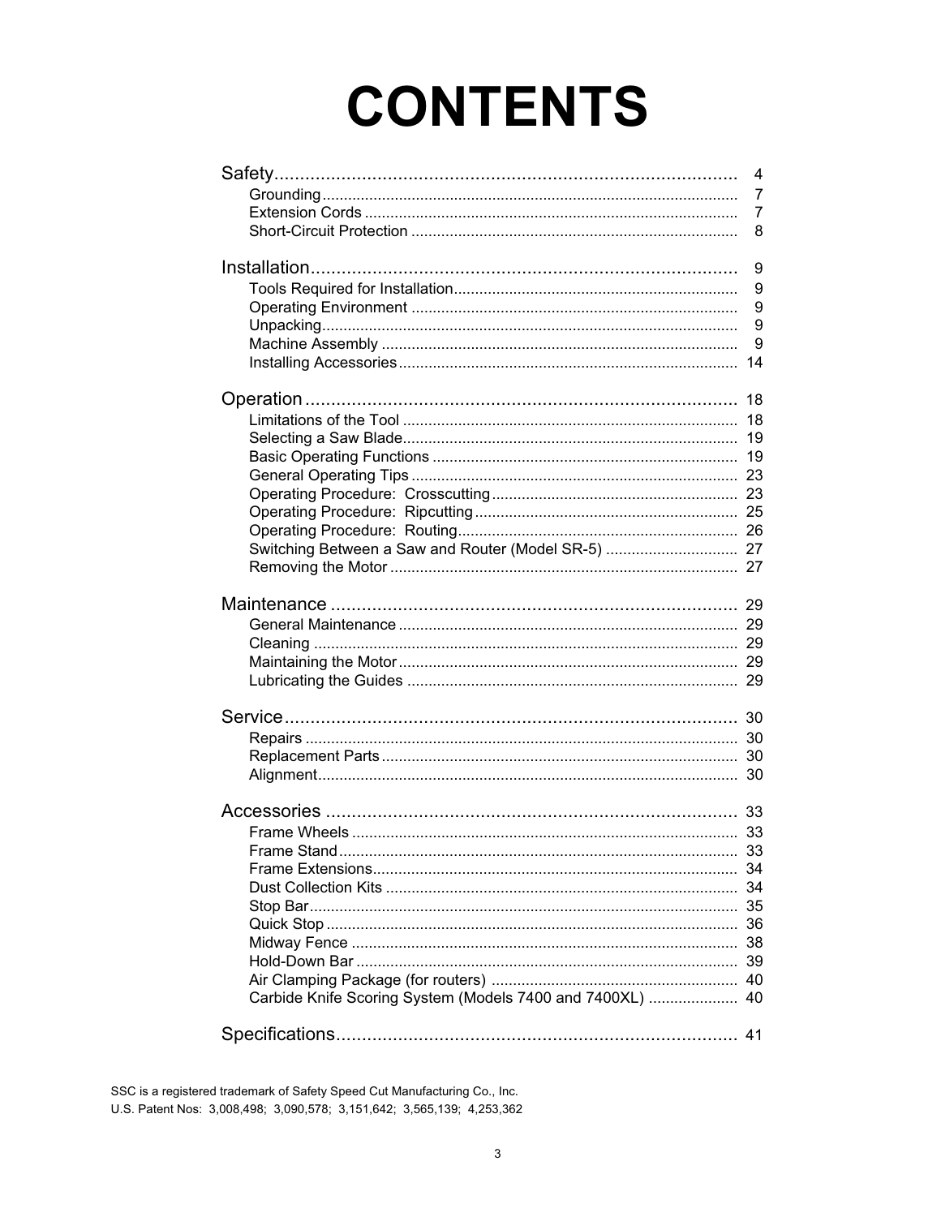# CONTENTS

| | |
|---|---|
| **Safety** | **4** |
| Grounding | 7 |
| Extension Cords | 7 |
| Short-Circuit Protection | 8 |
| **Installation** | **9** |
| Tools Required for Installation | 9 |
| Operating Environment | 9 |
| Unpacking | 9 |
| Machine Assembly | 9 |
| Installing Accessories | 14 |
| **Operation** | **18** |
| Limitations of the Tool | 18 |
| Selecting a Saw Blade | 19 |
| Basic Operating Functions | 19 |
| General Operating Tips | 23 |
| Operating Procedure: Crosscutting | 23 |
| Operating Procedure: Ripcutting | 25 |
| Operating Procedure: Routing | 26 |
| Switching Between a Saw and Router (Model SR-5) | 27 |
| Removing the Motor | 27 |
| **Maintenance** | **29** |
| General Maintenance | 29 |
| Cleaning | 29 |
| Maintaining the Motor | 29 |
| Lubricating the Guides | 29 |
| **Service** | **30** |
| Repairs | 30 |
| Replacement Parts | 30 |
| Alignment | 30 |
| **Accessories** | **33** |
| Frame Wheels | 33 |
| Frame Stand | 33 |
| Frame Extensions | 34 |
| Dust Collection Kits | 34 |
| Stop Bar | 35 |
| Quick Stop | 36 |
| Midway Fence | 38 |
| Hold-Down Bar | 39 |
| Air Clamping Package (for routers) | 40 |
| Carbide Knife Scoring System (Models 7400 and 7400XL) | 40 |
| **Specifications** | **41** |

SSC is a registered trademark of Safety Speed Cut Manufacturing Co., Inc.

U.S. Patent Nos: 3,008,498; 3,090,578; 3,151,642; 3,565,139; 4,253,362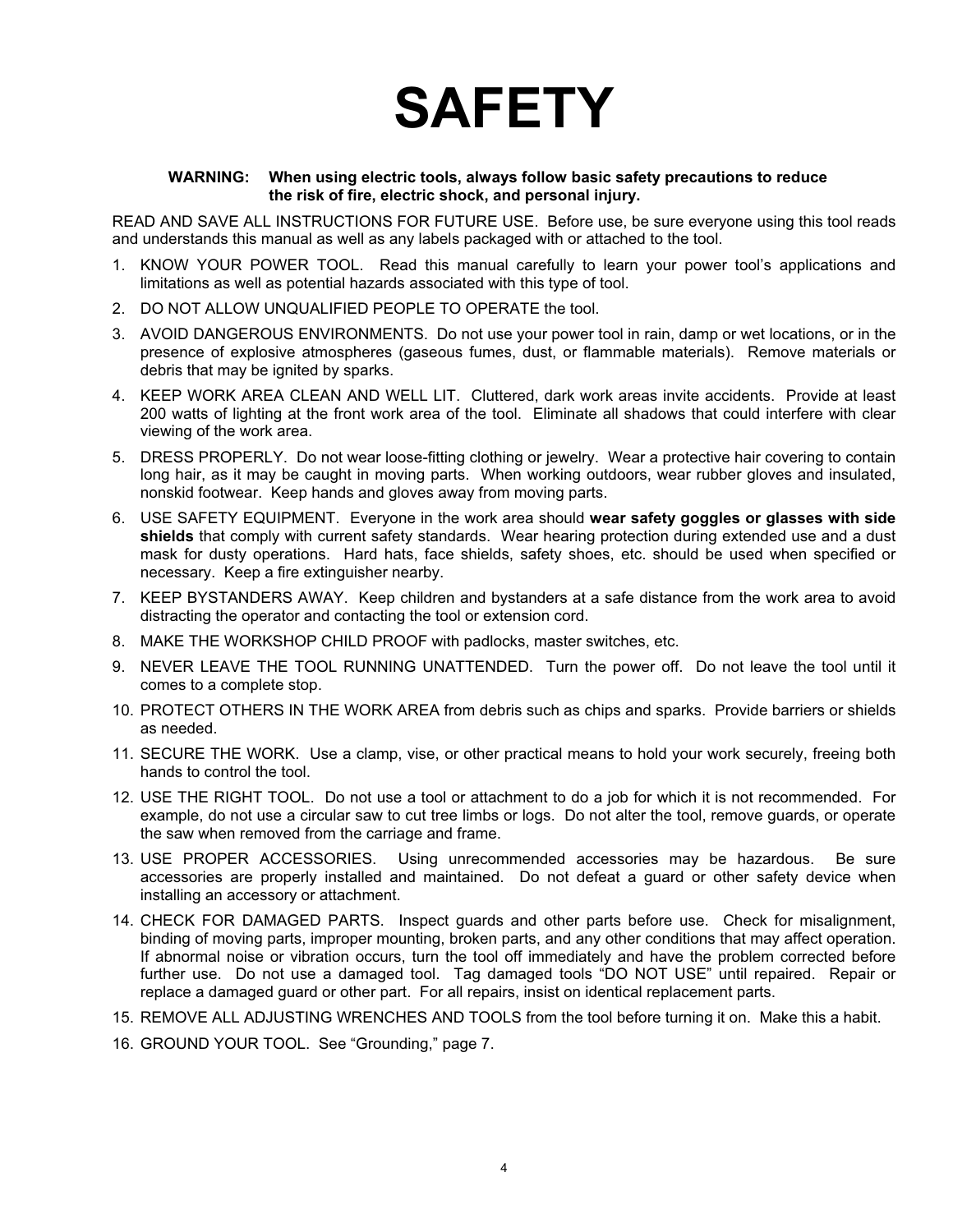# SAFETY

**WARNING: When using electric tools, always follow basic safety precautions to reduce the risk of fire, electric shock, and personal injury.**

READ AND SAVE ALL INSTRUCTIONS FOR FUTURE USE. Before use, be sure everyone using this tool reads and understands this manual as well as any labels packaged with or attached to the tool.

1. KNOW YOUR POWER TOOL. Read this manual carefully to learn your power tool's applications and limitations as well as potential hazards associated with this type of tool.
2. DO NOT ALLOW UNQUALIFIED PEOPLE TO OPERATE the tool.
3. AVOID DANGEROUS ENVIRONMENTS. Do not use your power tool in rain, damp or wet locations, or in the presence of explosive atmospheres (gaseous fumes, dust, or flammable materials). Remove materials or debris that may be ignited by sparks.
4. KEEP WORK AREA CLEAN AND WELL LIT. Cluttered, dark work areas invite accidents. Provide at least 200 watts of lighting at the front work area of the tool. Eliminate all shadows that could interfere with clear viewing of the work area.
5. DRESS PROPERLY. Do not wear loose-fitting clothing or jewelry. Wear a protective hair covering to contain long hair, as it may be caught in moving parts. When working outdoors, wear rubber gloves and insulated, nonskid footwear. Keep hands and gloves away from moving parts.
6. USE SAFETY EQUIPMENT. Everyone in the work area should **wear safety goggles or glasses with side shields** that comply with current safety standards. Wear hearing protection during extended use and a dust mask for dusty operations. Hard hats, face shields, safety shoes, etc. should be used when specified or necessary. Keep a fire extinguisher nearby.
7. KEEP BYSTANDERS AWAY. Keep children and bystanders at a safe distance from the work area to avoid distracting the operator and contacting the tool or extension cord.
8. MAKE THE WORKSHOP CHILD PROOF with padlocks, master switches, etc.
9. NEVER LEAVE THE TOOL RUNNING UNATTENDED. Turn the power off. Do not leave the tool until it comes to a complete stop.
10. PROTECT OTHERS IN THE WORK AREA from debris such as chips and sparks. Provide barriers or shields as needed.
11. SECURE THE WORK. Use a clamp, vise, or other practical means to hold your work securely, freeing both hands to control the tool.
12. USE THE RIGHT TOOL. Do not use a tool or attachment to do a job for which it is not recommended. For example, do not use a circular saw to cut tree limbs or logs. Do not alter the tool, remove guards, or operate the saw when removed from the carriage and frame.
13. USE PROPER ACCESSORIES. Using unrecommended accessories may be hazardous. Be sure accessories are properly installed and maintained. Do not defeat a guard or other safety device when installing an accessory or attachment.
14. CHECK FOR DAMAGED PARTS. Inspect guards and other parts before use. Check for misalignment, binding of moving parts, improper mounting, broken parts, and any other conditions that may affect operation. If abnormal noise or vibration occurs, turn the tool off immediately and have the problem corrected before further use. Do not use a damaged tool. Tag damaged tools "DO NOT USE" until repaired. Repair or replace a damaged guard or other part. For all repairs, insist on identical replacement parts.
15. REMOVE ALL ADJUSTING WRENCHES AND TOOLS from the tool before turning it on. Make this a habit.
16. GROUND YOUR TOOL. See "Grounding," page 7.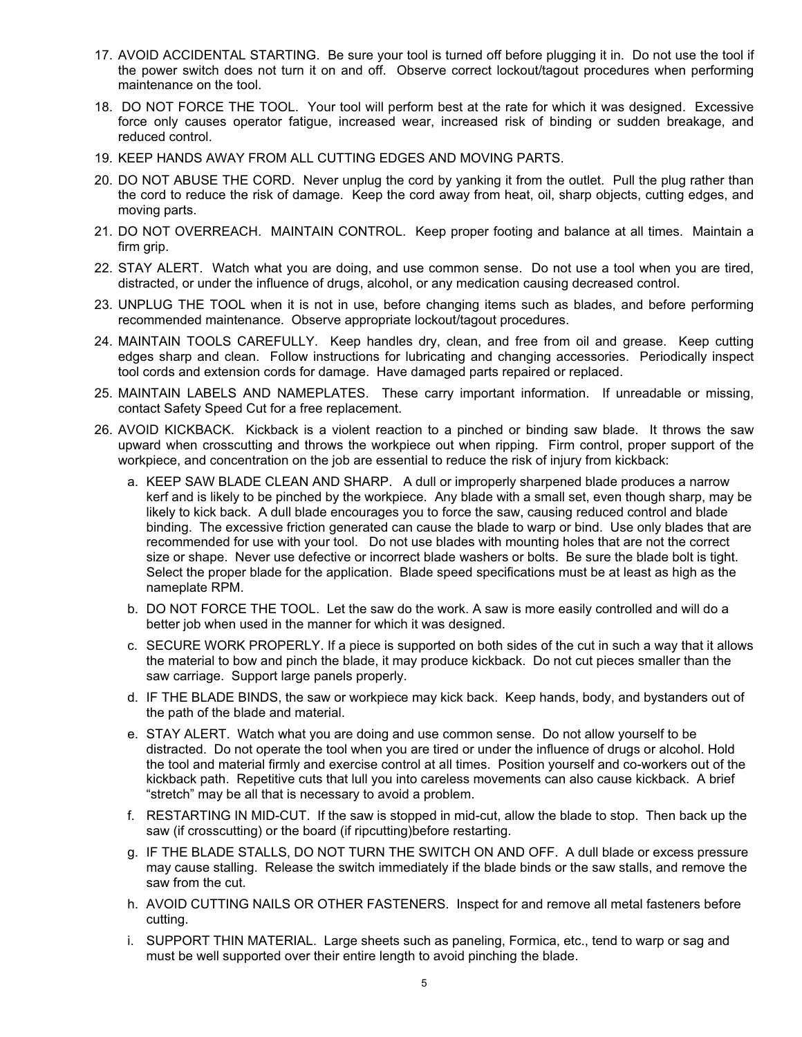17. AVOID ACCIDENTAL STARTING. Be sure your tool is turned off before plugging it in. Do not use the tool if the power switch does not turn it on and off. Observe correct lockout/tagout procedures when performing maintenance on the tool.
18. DO NOT FORCE THE TOOL. Your tool will perform best at the rate for which it was designed. Excessive force only causes operator fatigue, increased wear, increased risk of binding or sudden breakage, and reduced control.
19. KEEP HANDS AWAY FROM ALL CUTTING EDGES AND MOVING PARTS.
20. DO NOT ABUSE THE CORD. Never unplug the cord by yanking it from the outlet. Pull the plug rather than the cord to reduce the risk of damage. Keep the cord away from heat, oil, sharp objects, cutting edges, and moving parts.
21. DO NOT OVERREACH. MAINTAIN CONTROL. Keep proper footing and balance at all times. Maintain a firm grip.
22. STAY ALERT. Watch what you are doing, and use common sense. Do not use a tool when you are tired, distracted, or under the influence of drugs, alcohol, or any medication causing decreased control.
23. UNPLUG THE TOOL when it is not in use, before changing items such as blades, and before performing recommended maintenance. Observe appropriate lockout/tagout procedures.
24. MAINTAIN TOOLS CAREFULLY. Keep handles dry, clean, and free from oil and grease. Keep cutting edges sharp and clean. Follow instructions for lubricating and changing accessories. Periodically inspect tool cords and extension cords for damage. Have damaged parts repaired or replaced.
25. MAINTAIN LABELS AND NAMEPLATES. These carry important information. If unreadable or missing, contact Safety Speed Cut for a free replacement.
26. AVOID KICKBACK. Kickback is a violent reaction to a pinched or binding saw blade. It throws the saw upward when crosscutting and throws the workpiece out when ripping. Firm control, proper support of the workpiece, and concentration on the job are essential to reduce the risk of injury from kickback:
    a. KEEP SAW BLADE CLEAN AND SHARP. A dull or improperly sharpened blade produces a narrow kerf and is likely to be pinched by the workpiece. Any blade with a small set, even though sharp, may be likely to kick back. A dull blade encourages you to force the saw, causing reduced control and blade binding. The excessive friction generated can cause the blade to warp or bind. Use only blades that are recommended for use with your tool. Do not use blades with mounting holes that are not the correct size or shape. Never use defective or incorrect blade washers or bolts. Be sure the blade bolt is tight. Select the proper blade for the application. Blade speed specifications must be at least as high as the nameplate RPM.
    b. DO NOT FORCE THE TOOL. Let the saw do the work. A saw is more easily controlled and will do a better job when used in the manner for which it was designed.
    c. SECURE WORK PROPERLY. If a piece is supported on both sides of the cut in such a way that it allows the material to bow and pinch the blade, it may produce kickback. Do not cut pieces smaller than the saw carriage. Support large panels properly.
    d. IF THE BLADE BINDS, the saw or workpiece may kick back. Keep hands, body, and bystanders out of the path of the blade and material.
    e. STAY ALERT. Watch what you are doing and use common sense. Do not allow yourself to be distracted. Do not operate the tool when you are tired or under the influence of drugs or alcohol. Hold the tool and material firmly and exercise control at all times. Position yourself and co-workers out of the kickback path. Repetitive cuts that lull you into careless movements can also cause kickback. A brief "stretch" may be all that is necessary to avoid a problem.
    f. RESTARTING IN MID-CUT. If the saw is stopped in mid-cut, allow the blade to stop. Then back up the saw (if crosscutting) or the board (if ripcutting)before restarting.
    g. IF THE BLADE STALLS, DO NOT TURN THE SWITCH ON AND OFF. A dull blade or excess pressure may cause stalling. Release the switch immediately if the blade binds or the saw stalls, and remove the saw from the cut.
    h. AVOID CUTTING NAILS OR OTHER FASTENERS. Inspect for and remove all metal fasteners before cutting.
    i. SUPPORT THIN MATERIAL. Large sheets such as paneling, Formica, etc., tend to warp or sag and must be well supported over their entire length to avoid pinching the blade.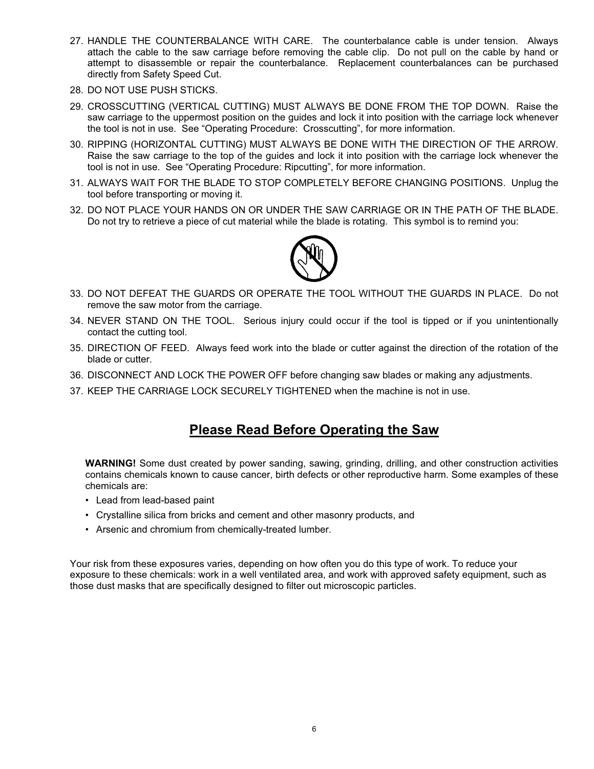27. HANDLE THE COUNTERBALANCE WITH CARE. The counterbalance cable is under tension. Always attach the cable to the saw carriage before removing the cable clip. Do not pull on the cable by hand or attempt to disassemble or repair the counterbalance. Replacement counterbalances can be purchased directly from Safety Speed Cut.
28. DO NOT USE PUSH STICKS.
29. CROSSCUTTING (VERTICAL CUTTING) MUST ALWAYS BE DONE FROM THE TOP DOWN. Raise the saw carriage to the uppermost position on the guides and lock it into position with the carriage lock whenever the tool is not in use. See "Operating Procedure: Crosscutting", for more information.
30. RIPPING (HORIZONTAL CUTTING) MUST ALWAYS BE DONE WITH THE DIRECTION OF THE ARROW. Raise the saw carriage to the top of the guides and lock it into position with the carriage lock whenever the tool is not in use. See "Operating Procedure: Ripcutting", for more information.
31. ALWAYS WAIT FOR THE BLADE TO STOP COMPLETELY BEFORE CHANGING POSITIONS. Unplug the tool before transporting or moving it.
32. DO NOT PLACE YOUR HANDS ON OR UNDER THE SAW CARRIAGE OR IN THE PATH OF THE BLADE. Do not try to retrieve a piece of cut material while the blade is rotating. This symbol is to remind you:
33. DO NOT DEFEAT THE GUARDS OR OPERATE THE TOOL WITHOUT THE GUARDS IN PLACE. Do not remove the saw motor from the carriage.
34. NEVER STAND ON THE TOOL. Serious injury could occur if the tool is tipped or if you unintentionally contact the cutting tool.
35. DIRECTION OF FEED. Always feed work into the blade or cutter against the direction of the rotation of the blade or cutter.
36. DISCONNECT AND LOCK THE POWER OFF before changing saw blades or making any adjustments.
37. KEEP THE CARRIAGE LOCK SECURELY TIGHTENED when the machine is not in use.

## Please Read Before Operating the Saw

**WARNING!** Some dust created by power sanding, sawing, grinding, drilling, and other construction activities contains chemicals known to cause cancer, birth defects or other reproductive harm. Some examples of these chemicals are:

- Lead from lead-based paint
- Crystalline silica from bricks and cement and other masonry products, and
- Arsenic and chromium from chemically-treated lumber.

Your risk from these exposures varies, depending on how often you do this type of work. To reduce your exposure to these chemicals: work in a well ventilated area, and work with approved safety equipment, such as those dust masks that are specifically designed to filter out microscopic particles.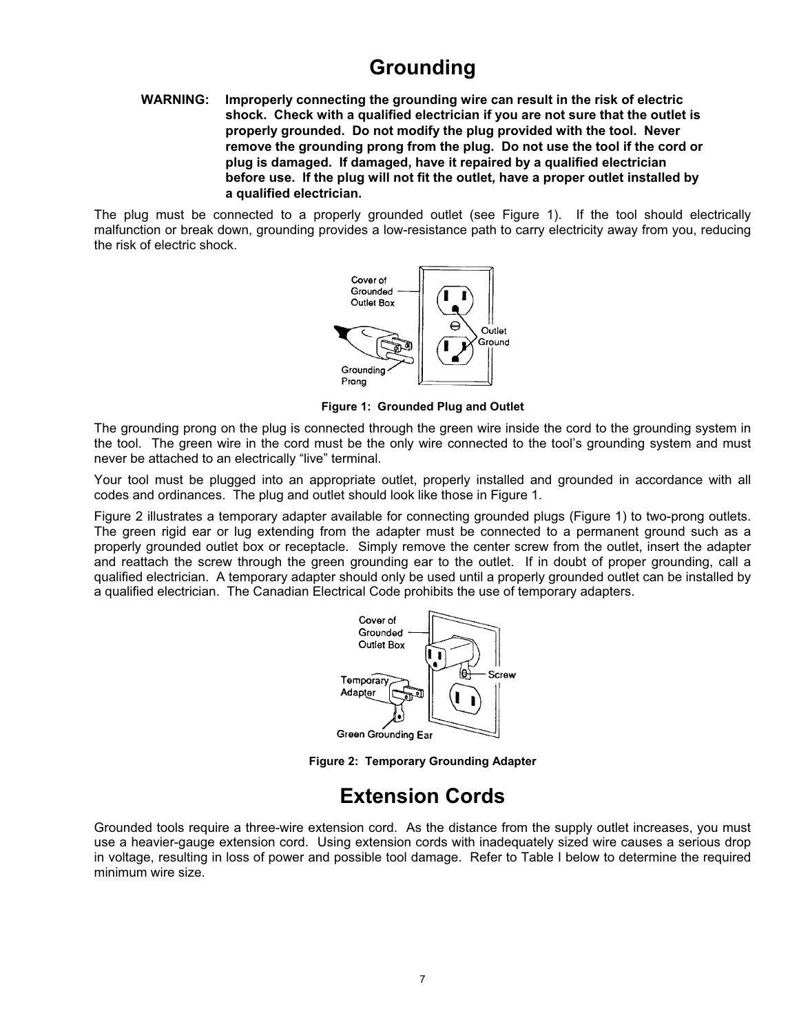# Grounding

**WARNING: Improperly connecting the grounding wire can result in the risk of electric shock. Check with a qualified electrician if you are not sure that the outlet is properly grounded. Do not modify the plug provided with the tool. Never remove the grounding prong from the plug. Do not use the tool if the cord or plug is damaged. If damaged, have it repaired by a qualified electrician before use. If the plug will not fit the outlet, have a proper outlet installed by a qualified electrician.**

The plug must be connected to a properly grounded outlet (see Figure 1). If the tool should electrically malfunction or break down, grounding provides a low-resistance path to carry electricity away from you, reducing the risk of electric shock.

**Figure 1: Grounded Plug and Outlet**

The grounding prong on the plug is connected through the green wire inside the cord to the grounding system in the tool. The green wire in the cord must be the only wire connected to the tool's grounding system and must never be attached to an electrically "live" terminal.

Your tool must be plugged into an appropriate outlet, properly installed and grounded in accordance with all codes and ordinances. The plug and outlet should look like those in Figure 1.

Figure 2 illustrates a temporary adapter available for connecting grounded plugs (Figure 1) to two-prong outlets. The green rigid ear or lug extending from the adapter must be connected to a permanent ground such as a properly grounded outlet box or receptacle. Simply remove the center screw from the outlet, insert the adapter and reattach the screw through the green grounding ear to the outlet. If in doubt of proper grounding, call a qualified electrician. A temporary adapter should only be used until a properly grounded outlet can be installed by a qualified electrician. The Canadian Electrical Code prohibits the use of temporary adapters.

**Figure 2: Temporary Grounding Adapter**

# Extension Cords

Grounded tools require a three-wire extension cord. As the distance from the supply outlet increases, you must use a heavier-gauge extension cord. Using extension cords with inadequately sized wire causes a serious drop in voltage, resulting in loss of power and possible tool damage. Refer to Table I below to determine the required minimum wire size.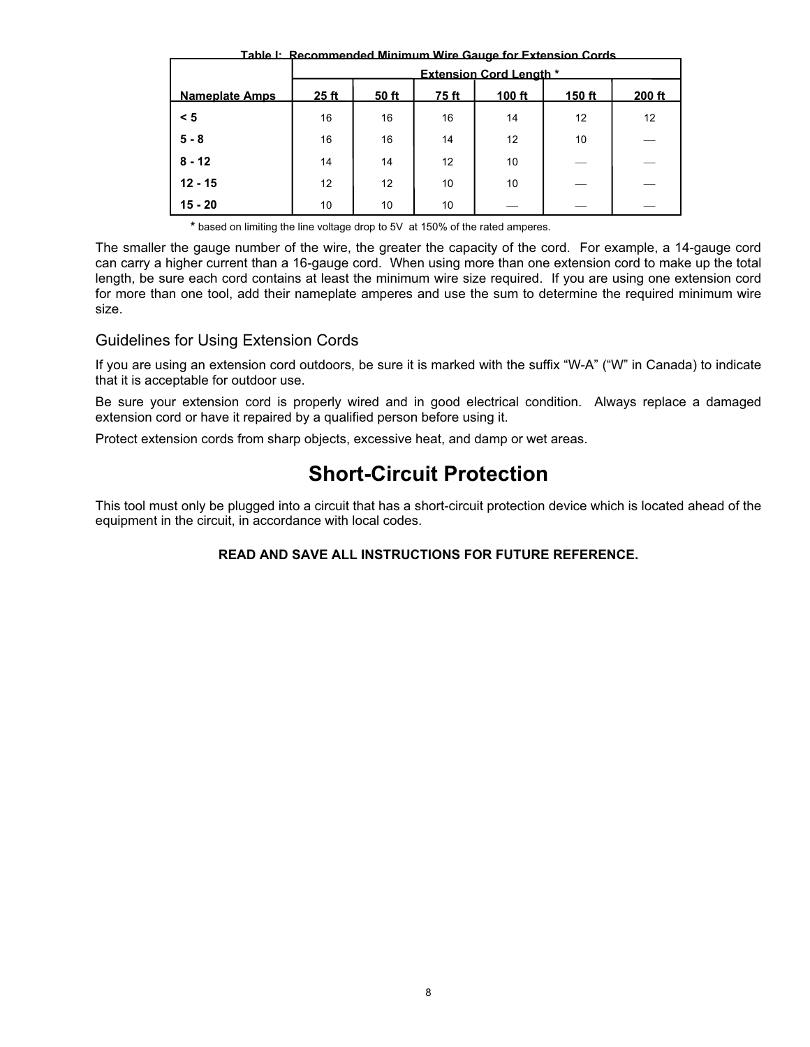**Table I: Recommended Minimum Wire Gauge for Extension Cords**

| | Extension Cord Length * | | | | | |
|---|---|---|---|---|---|---|
| **Nameplate Amps** | **25 ft** | **50 ft** | **75 ft** | **100 ft** | **150 ft** | **200 ft** |
| **< 5** | 16 | 16 | 16 | 14 | 12 | 12 |
| **5 - 8** | 16 | 16 | 14 | 12 | 10 | — |
| **8 - 12** | 14 | 14 | 12 | 10 | — | — |
| **12 - 15** | 12 | 12 | 10 | 10 | — | — |
| **15 - 20** | 10 | 10 | 10 | — | — | — |

**\*** based on limiting the line voltage drop to 5V at 150% of the rated amperes.

The smaller the gauge number of the wire, the greater the capacity of the cord. For example, a 14-gauge cord can carry a higher current than a 16-gauge cord. When using more than one extension cord to make up the total length, be sure each cord contains at least the minimum wire size required. If you are using one extension cord for more than one tool, add their nameplate amperes and use the sum to determine the required minimum wire size.

### Guidelines for Using Extension Cords

If you are using an extension cord outdoors, be sure it is marked with the suffix "W-A" ("W" in Canada) to indicate that it is acceptable for outdoor use.

Be sure your extension cord is properly wired and in good electrical condition. Always replace a damaged extension cord or have it repaired by a qualified person before using it.

Protect extension cords from sharp objects, excessive heat, and damp or wet areas.

## Short-Circuit Protection

This tool must only be plugged into a circuit that has a short-circuit protection device which is located ahead of the equipment in the circuit, in accordance with local codes.

**READ AND SAVE ALL INSTRUCTIONS FOR FUTURE REFERENCE.**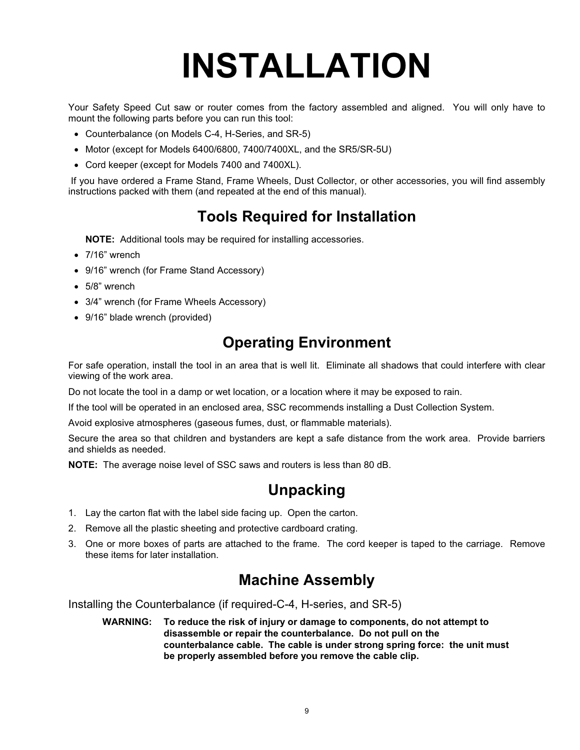# INSTALLATION

Your Safety Speed Cut saw or router comes from the factory assembled and aligned. You will only have to mount the following parts before you can run this tool:

- Counterbalance (on Models C-4, H-Series, and SR-5)
- Motor (except for Models 6400/6800, 7400/7400XL, and the SR5/SR-5U)
- Cord keeper (except for Models 7400 and 7400XL).

If you have ordered a Frame Stand, Frame Wheels, Dust Collector, or other accessories, you will find assembly instructions packed with them (and repeated at the end of this manual).

## Tools Required for Installation

**NOTE:** Additional tools may be required for installing accessories.

- 7/16” wrench
- 9/16” wrench (for Frame Stand Accessory)
- 5/8” wrench
- 3/4” wrench (for Frame Wheels Accessory)
- 9/16” blade wrench (provided)

## Operating Environment

For safe operation, install the tool in an area that is well lit. Eliminate all shadows that could interfere with clear viewing of the work area.

Do not locate the tool in a damp or wet location, or a location where it may be exposed to rain.

If the tool will be operated in an enclosed area, SSC recommends installing a Dust Collection System.

Avoid explosive atmospheres (gaseous fumes, dust, or flammable materials).

Secure the area so that children and bystanders are kept a safe distance from the work area. Provide barriers and shields as needed.

**NOTE:** The average noise level of SSC saws and routers is less than 80 dB.

## Unpacking

1. Lay the carton flat with the label side facing up. Open the carton.
2. Remove all the plastic sheeting and protective cardboard crating.
3. One or more boxes of parts are attached to the frame. The cord keeper is taped to the carriage. Remove these items for later installation.

## Machine Assembly

### Installing the Counterbalance (if required-C-4, H-series, and SR-5)

**WARNING: To reduce the risk of injury or damage to components, do not attempt to disassemble or repair the counterbalance. Do not pull on the counterbalance cable. The cable is under strong spring force: the unit must be properly assembled before you remove the cable clip.**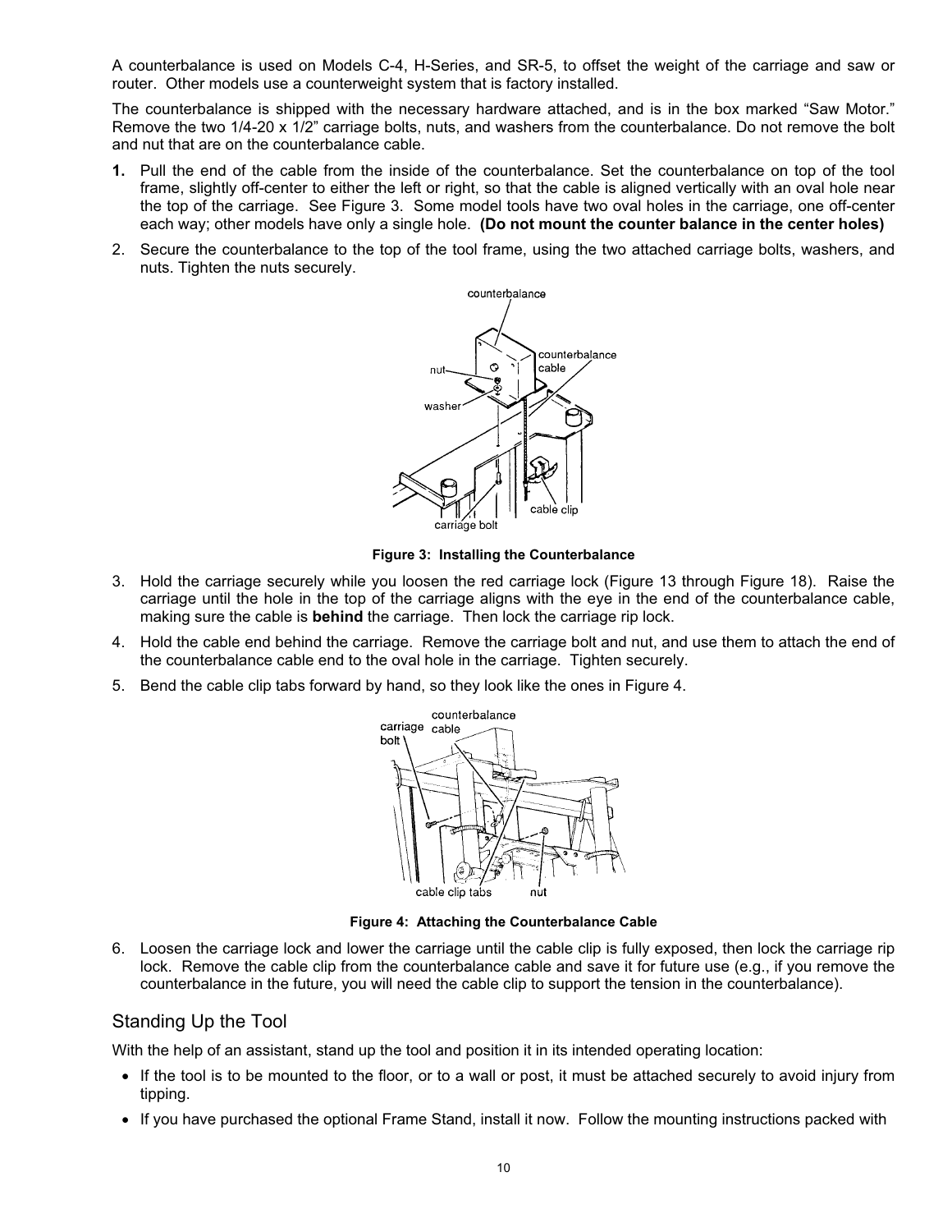A counterbalance is used on Models C-4, H-Series, and SR-5, to offset the weight of the carriage and saw or router. Other models use a counterweight system that is factory installed.

The counterbalance is shipped with the necessary hardware attached, and is in the box marked "Saw Motor." Remove the two 1/4-20 x 1/2" carriage bolts, nuts, and washers from the counterbalance. Do not remove the bolt and nut that are on the counterbalance cable.

1. Pull the end of the cable from the inside of the counterbalance. Set the counterbalance on top of the tool frame, slightly off-center to either the left or right, so that the cable is aligned vertically with an oval hole near the top of the carriage. See Figure 3. Some model tools have two oval holes in the carriage, one off-center each way; other models have only a single hole. **(Do not mount the counter balance in the center holes)**
2. Secure the counterbalance to the top of the tool frame, using the two attached carriage bolts, washers, and nuts. Tighten the nuts securely.

**Figure 3: Installing the Counterbalance**

3. Hold the carriage securely while you loosen the red carriage lock (Figure 13 through Figure 18). Raise the carriage until the hole in the top of the carriage aligns with the eye in the end of the counterbalance cable, making sure the cable is **behind** the carriage. Then lock the carriage rip lock.
4. Hold the cable end behind the carriage. Remove the carriage bolt and nut, and use them to attach the end of the counterbalance cable end to the oval hole in the carriage. Tighten securely.
5. Bend the cable clip tabs forward by hand, so they look like the ones in Figure 4.

**Figure 4: Attaching the Counterbalance Cable**

6. Loosen the carriage lock and lower the carriage until the cable clip is fully exposed, then lock the carriage rip lock. Remove the cable clip from the counterbalance cable and save it for future use (e.g., if you remove the counterbalance in the future, you will need the cable clip to support the tension in the counterbalance).

## Standing Up the Tool

With the help of an assistant, stand up the tool and position it in its intended operating location:

- If the tool is to be mounted to the floor, or to a wall or post, it must be attached securely to avoid injury from tipping.
- If you have purchased the optional Frame Stand, install it now. Follow the mounting instructions packed with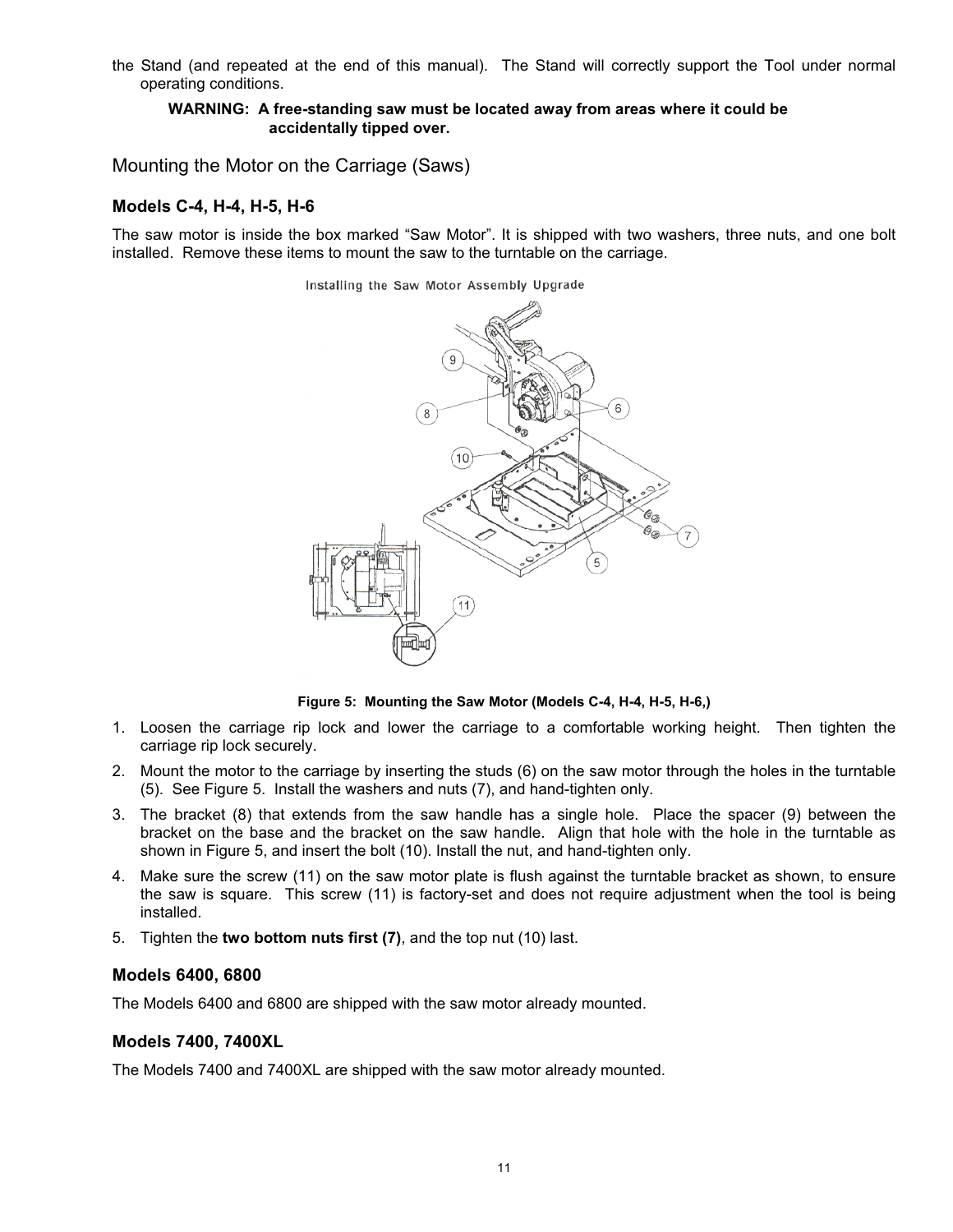the Stand (and repeated at the end of this manual). The Stand will correctly support the Tool under normal operating conditions.

**WARNING: A free-standing saw must be located away from areas where it could be accidentally tipped over.**

## Mounting the Motor on the Carriage (Saws)

### Models C-4, H-4, H-5, H-6

The saw motor is inside the box marked "Saw Motor". It is shipped with two washers, three nuts, and one bolt installed. Remove these items to mount the saw to the turntable on the carriage.

**Figure 5: Mounting the Saw Motor (Models C-4, H-4, H-5, H-6,)**

1. Loosen the carriage rip lock and lower the carriage to a comfortable working height. Then tighten the carriage rip lock securely.
2. Mount the motor to the carriage by inserting the studs (6) on the saw motor through the holes in the turntable (5). See Figure 5. Install the washers and nuts (7), and hand-tighten only.
3. The bracket (8) that extends from the saw handle has a single hole. Place the spacer (9) between the bracket on the base and the bracket on the saw handle. Align that hole with the hole in the turntable as shown in Figure 5, and insert the bolt (10). Install the nut, and hand-tighten only.
4. Make sure the screw (11) on the saw motor plate is flush against the turntable bracket as shown, to ensure the saw is square. This screw (11) is factory-set and does not require adjustment when the tool is being installed.
5. Tighten the **two bottom nuts first (7)**, and the top nut (10) last.

### Models 6400, 6800

The Models 6400 and 6800 are shipped with the saw motor already mounted.

### Models 7400, 7400XL

The Models 7400 and 7400XL are shipped with the saw motor already mounted.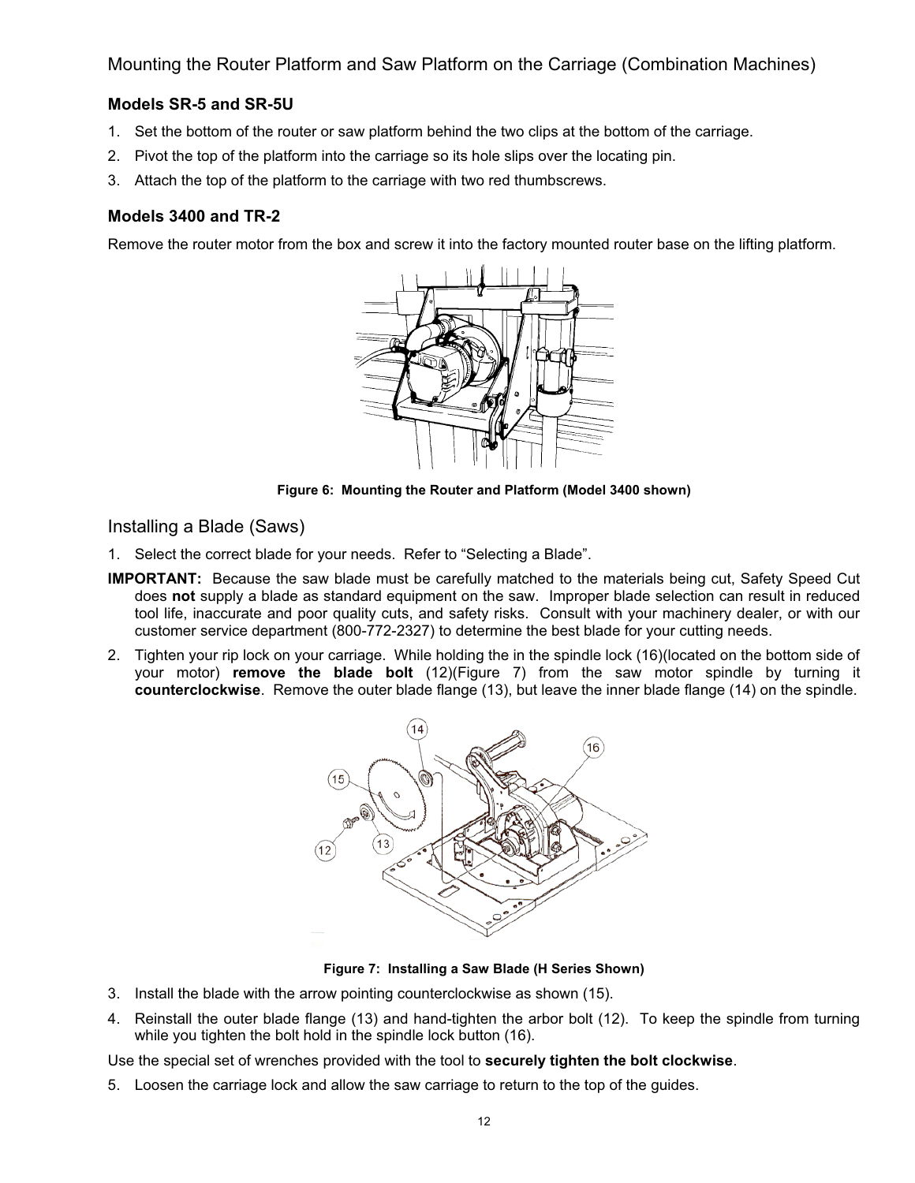## Mounting the Router Platform and Saw Platform on the Carriage (Combination Machines)

### Models SR-5 and SR-5U

1. Set the bottom of the router or saw platform behind the two clips at the bottom of the carriage.
2. Pivot the top of the platform into the carriage so its hole slips over the locating pin.
3. Attach the top of the platform to the carriage with two red thumbscrews.

### Models 3400 and TR-2

Remove the router motor from the box and screw it into the factory mounted router base on the lifting platform.

**Figure 6: Mounting the Router and Platform (Model 3400 shown)**

## Installing a Blade (Saws)

1. Select the correct blade for your needs. Refer to "Selecting a Blade".

**IMPORTANT:** Because the saw blade must be carefully matched to the materials being cut, Safety Speed Cut does **not** supply a blade as standard equipment on the saw. Improper blade selection can result in reduced tool life, inaccurate and poor quality cuts, and safety risks. Consult with your machinery dealer, or with our customer service department (800-772-2327) to determine the best blade for your cutting needs.

2. Tighten your rip lock on your carriage. While holding the in the spindle lock (16)(located on the bottom side of your motor) **remove the blade bolt** (12)(Figure 7) from the saw motor spindle by turning it **counterclockwise**. Remove the outer blade flange (13), but leave the inner blade flange (14) on the spindle.

**Figure 7: Installing a Saw Blade (H Series Shown)**

3. Install the blade with the arrow pointing counterclockwise as shown (15).
4. Reinstall the outer blade flange (13) and hand-tighten the arbor bolt (12). To keep the spindle from turning while you tighten the bolt hold in the spindle lock button (16).

Use the special set of wrenches provided with the tool to **securely tighten the bolt clockwise**.

5. Loosen the carriage lock and allow the saw carriage to return to the top of the guides.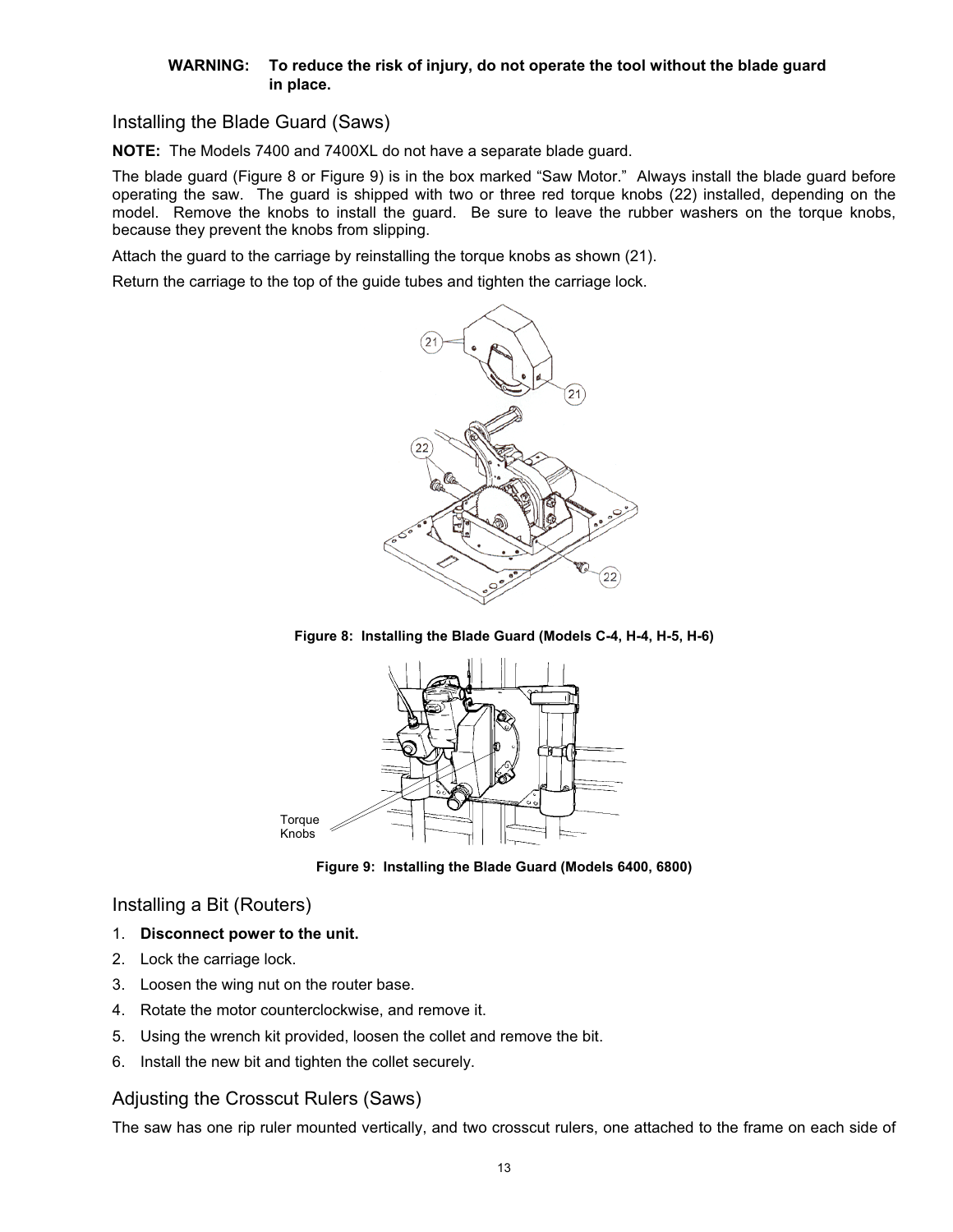**WARNING: To reduce the risk of injury, do not operate the tool without the blade guard in place.**

## Installing the Blade Guard (Saws)

**NOTE:** The Models 7400 and 7400XL do not have a separate blade guard.

The blade guard (Figure 8 or Figure 9) is in the box marked "Saw Motor." Always install the blade guard before operating the saw. The guard is shipped with two or three red torque knobs (22) installed, depending on the model. Remove the knobs to install the guard. Be sure to leave the rubber washers on the torque knobs, because they prevent the knobs from slipping.

Attach the guard to the carriage by reinstalling the torque knobs as shown (21).

Return the carriage to the top of the guide tubes and tighten the carriage lock.

**Figure 8: Installing the Blade Guard (Models C-4, H-4, H-5, H-6)**

**Figure 9: Installing the Blade Guard (Models 6400, 6800)**

## Installing a Bit (Routers)

1. **Disconnect power to the unit.**
2. Lock the carriage lock.
3. Loosen the wing nut on the router base.
4. Rotate the motor counterclockwise, and remove it.
5. Using the wrench kit provided, loosen the collet and remove the bit.
6. Install the new bit and tighten the collet securely.

## Adjusting the Crosscut Rulers (Saws)

The saw has one rip ruler mounted vertically, and two crosscut rulers, one attached to the frame on each side of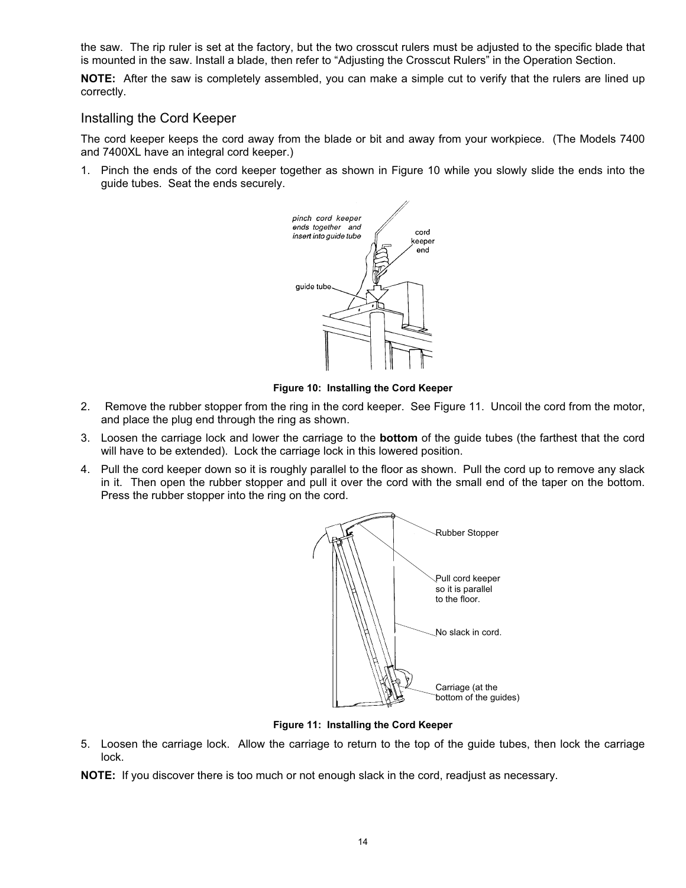the saw. The rip ruler is set at the factory, but the two crosscut rulers must be adjusted to the specific blade that is mounted in the saw. Install a blade, then refer to “Adjusting the Crosscut Rulers” in the Operation Section.

**NOTE:** After the saw is completely assembled, you can make a simple cut to verify that the rulers are lined up correctly.

## Installing the Cord Keeper

The cord keeper keeps the cord away from the blade or bit and away from your workpiece. (The Models 7400 and 7400XL have an integral cord keeper.)

1. Pinch the ends of the cord keeper together as shown in Figure 10 while you slowly slide the ends into the guide tubes. Seat the ends securely.

**Figure 10: Installing the Cord Keeper**

2. Remove the rubber stopper from the ring in the cord keeper. See Figure 11. Uncoil the cord from the motor, and place the plug end through the ring as shown.
3. Loosen the carriage lock and lower the carriage to the **bottom** of the guide tubes (the farthest that the cord will have to be extended). Lock the carriage lock in this lowered position.
4. Pull the cord keeper down so it is roughly parallel to the floor as shown. Pull the cord up to remove any slack in it. Then open the rubber stopper and pull it over the cord with the small end of the taper on the bottom. Press the rubber stopper into the ring on the cord.

**Figure 11: Installing the Cord Keeper**

5. Loosen the carriage lock. Allow the carriage to return to the top of the guide tubes, then lock the carriage lock.

**NOTE:** If you discover there is too much or not enough slack in the cord, readjust as necessary.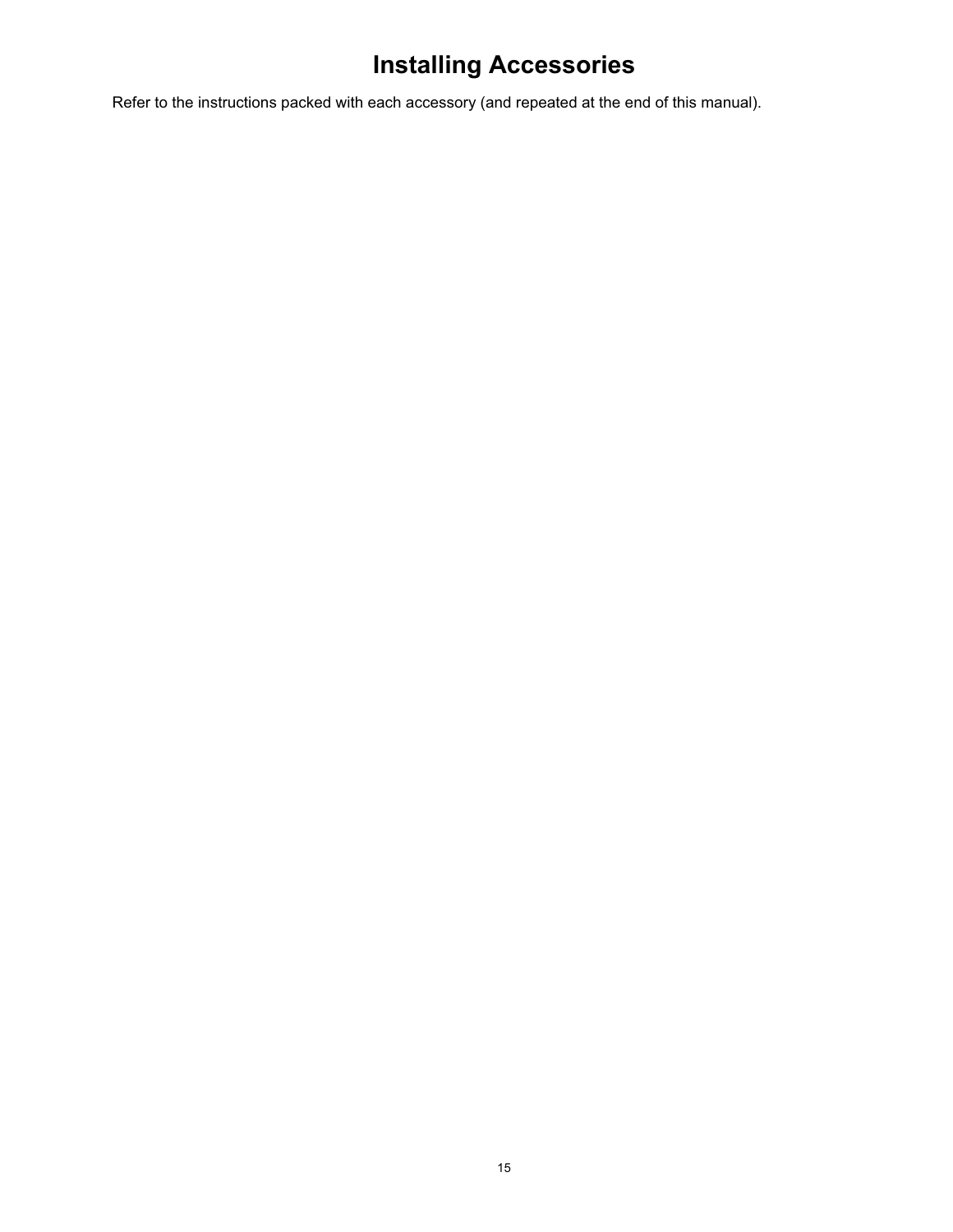# Installing Accessories

Refer to the instructions packed with each accessory (and repeated at the end of this manual).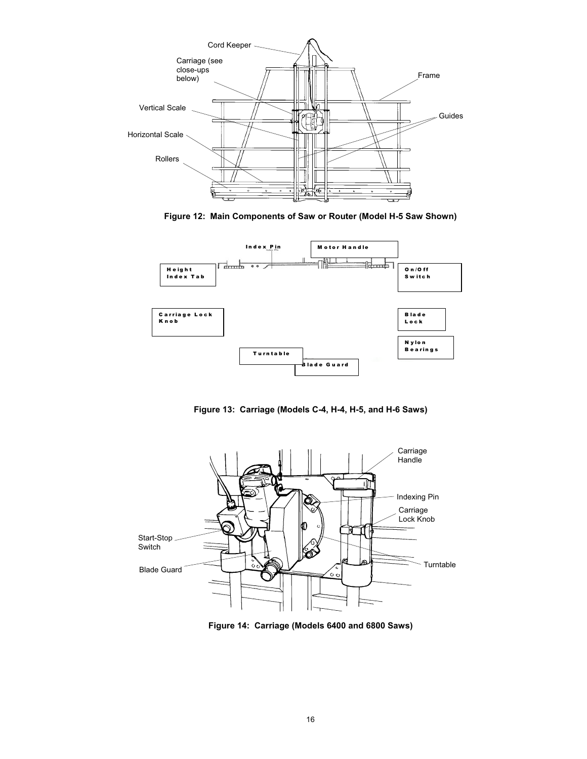Cord Keeper

Carriage (see close-ups below)

Frame

Vertical Scale

Guides

Horizontal Scale

Rollers

**Figure 12: Main Components of Saw or Router (Model H-5 Saw Shown)**

Index Pin

Motor Handle

Height Index Tab

On/Off Switch

Carriage Lock Knob

Blade Lock

Nylon Bearings

Turntable

Blade Guard

**Figure 13: Carriage (Models C-4, H-4, H-5, and H-6 Saws)**

Carriage Handle

Indexing Pin

Carriage Lock Knob

Start-Stop Switch

Blade Guard

Turntable

**Figure 14: Carriage (Models 6400 and 6800 Saws)**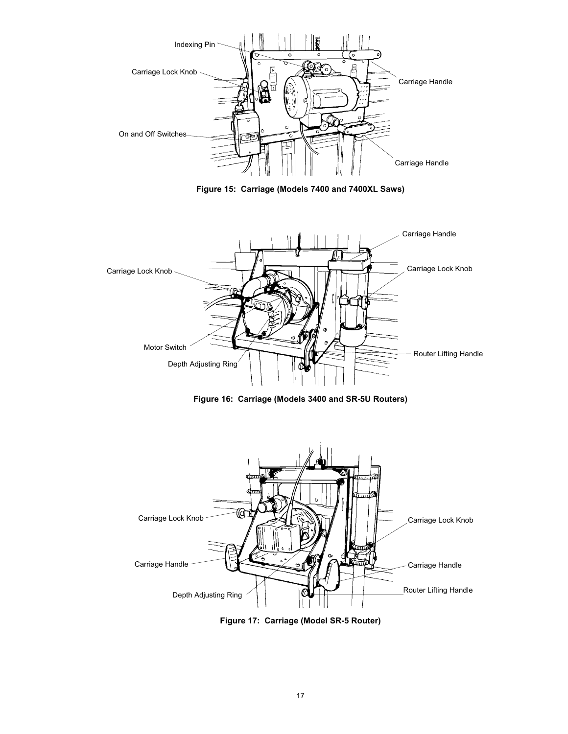Indexing Pin

Carriage Lock Knob

On and Off Switches

Carriage Handle

Carriage Handle

**Figure 15: Carriage (Models 7400 and 7400XL Saws)**

Carriage Handle

Carriage Lock Knob

Carriage Lock Knob

Motor Switch

Depth Adjusting Ring

Router Lifting Handle

**Figure 16: Carriage (Models 3400 and SR-5U Routers)**

Carriage Lock Knob

Carriage Lock Knob

Carriage Handle

Carriage Handle

Depth Adjusting Ring

Router Lifting Handle

**Figure 17: Carriage (Model SR-5 Router)**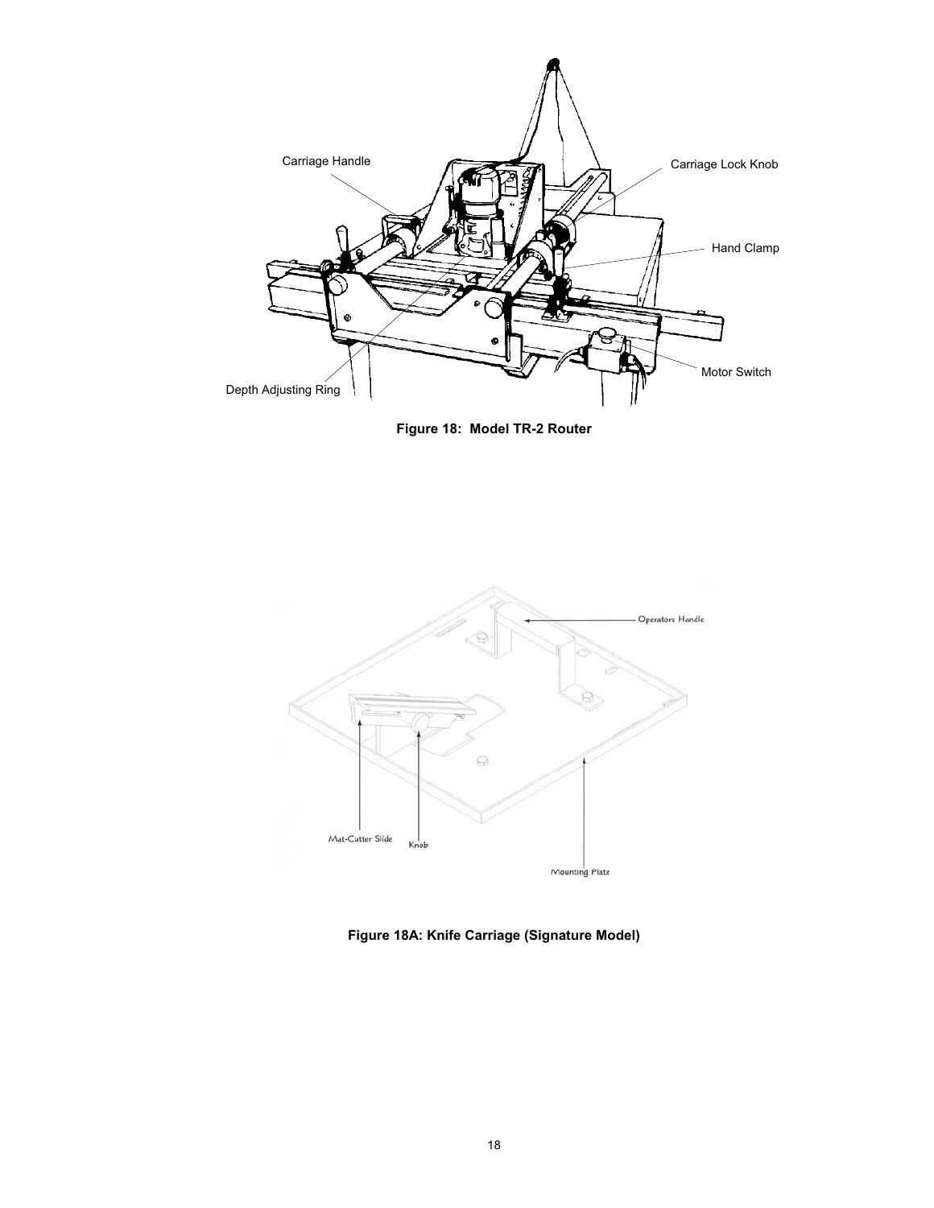Carriage Handle

Carriage Lock Knob

Hand Clamp

Motor Switch

Depth Adjusting Ring

**Figure 18: Model TR-2 Router**

Operators Handle

Mat-Cutter Slide

Knob

Mounting Plate

**Figure 18A: Knife Carriage (Signature Model)**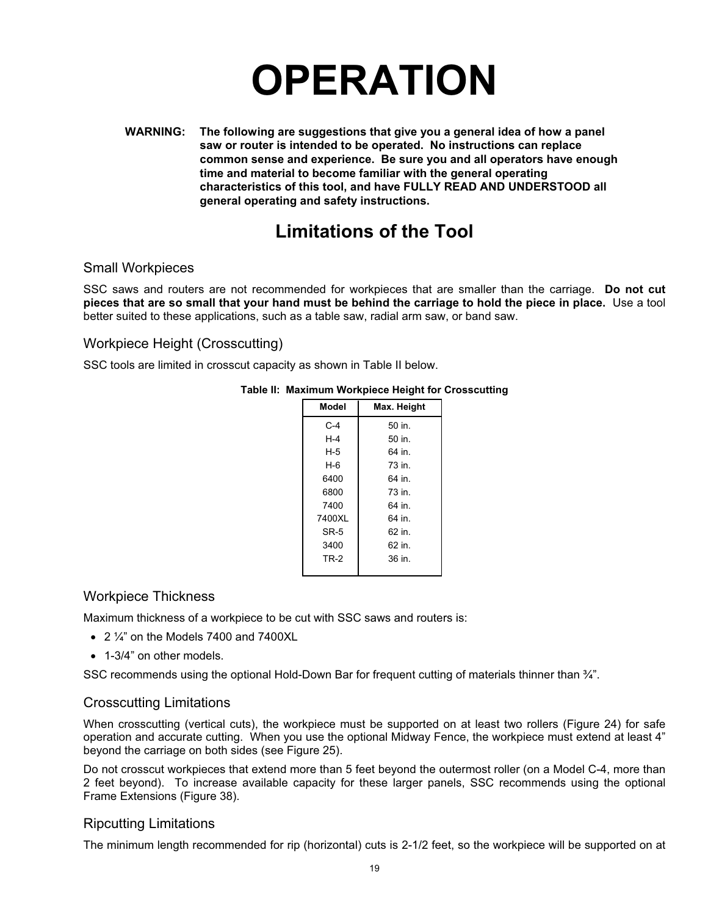# OPERATION

**WARNING: The following are suggestions that give you a general idea of how a panel saw or router is intended to be operated. No instructions can replace common sense and experience. Be sure you and all operators have enough time and material to become familiar with the general operating characteristics of this tool, and have FULLY READ AND UNDERSTOOD all general operating and safety instructions.**

## Limitations of the Tool

### Small Workpieces

SSC saws and routers are not recommended for workpieces that are smaller than the carriage. **Do not cut pieces that are so small that your hand must be behind the carriage to hold the piece in place.** Use a tool better suited to these applications, such as a table saw, radial arm saw, or band saw.

### Workpiece Height (Crosscutting)

SSC tools are limited in crosscut capacity as shown in Table II below.

**Table II: Maximum Workpiece Height for Crosscutting**

| Model | Max. Height |
|---|---|
| C-4 | 50 in. |
| H-4 | 50 in. |
| H-5 | 64 in. |
| H-6 | 73 in. |
| 6400 | 64 in. |
| 6800 | 73 in. |
| 7400 | 64 in. |
| 7400XL | 64 in. |
| SR-5 | 62 in. |
| 3400 | 62 in. |
| TR-2 | 36 in. |

### Workpiece Thickness

Maximum thickness of a workpiece to be cut with SSC saws and routers is:

- 2 ¼” on the Models 7400 and 7400XL
- 1-3/4” on other models.

SSC recommends using the optional Hold-Down Bar for frequent cutting of materials thinner than ¾”.

### Crosscutting Limitations

When crosscutting (vertical cuts), the workpiece must be supported on at least two rollers (Figure 24) for safe operation and accurate cutting. When you use the optional Midway Fence, the workpiece must extend at least 4” beyond the carriage on both sides (see Figure 25).

Do not crosscut workpieces that extend more than 5 feet beyond the outermost roller (on a Model C-4, more than 2 feet beyond). To increase available capacity for these larger panels, SSC recommends using the optional Frame Extensions (Figure 38).

### Ripcutting Limitations

The minimum length recommended for rip (horizontal) cuts is 2-1/2 feet, so the workpiece will be supported on at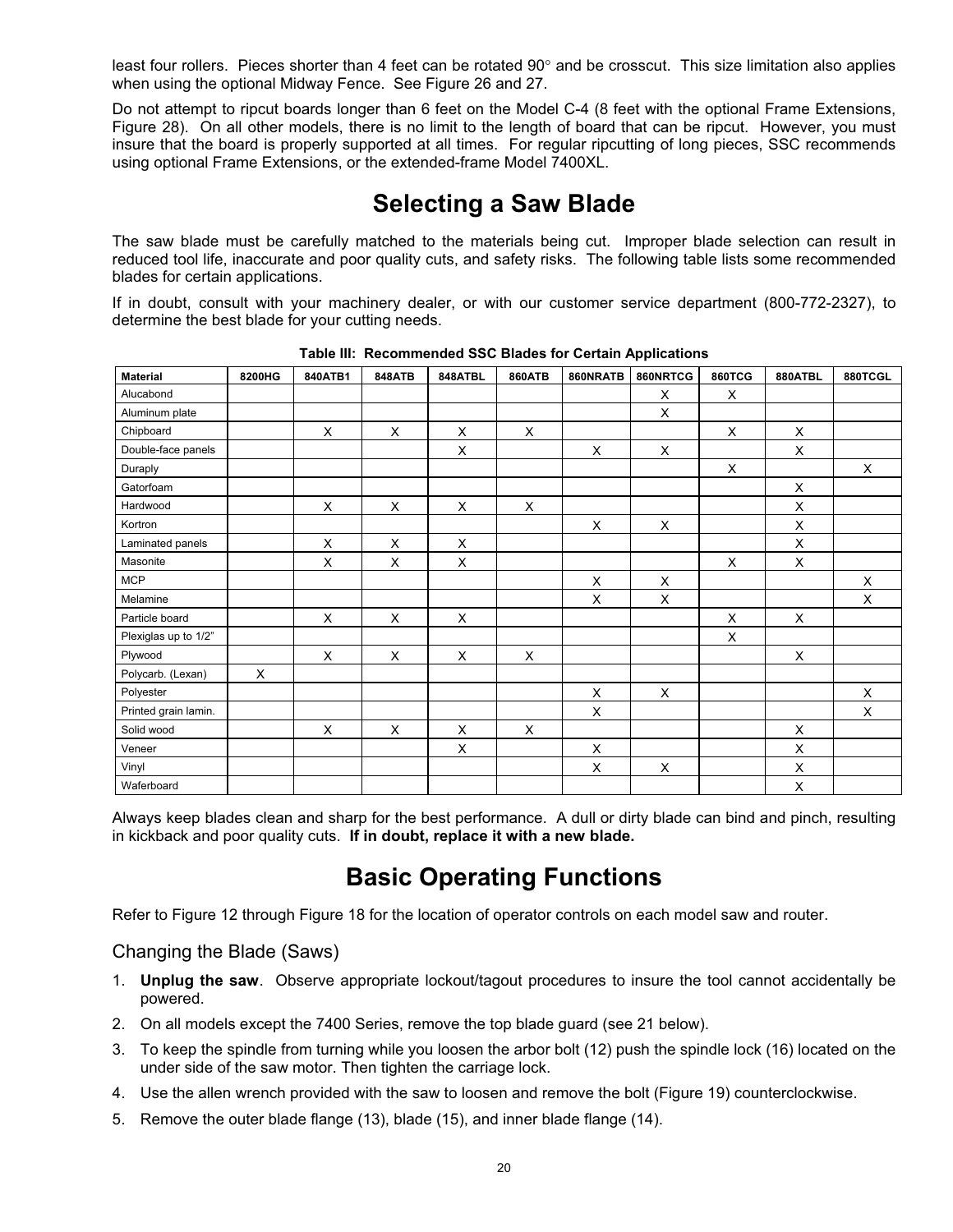least four rollers. Pieces shorter than 4 feet can be rotated 90° and be crosscut. This size limitation also applies when using the optional Midway Fence. See Figure 26 and 27.

Do not attempt to ripcut boards longer than 6 feet on the Model C-4 (8 feet with the optional Frame Extensions, Figure 28). On all other models, there is no limit to the length of board that can be ripcut. However, you must insure that the board is properly supported at all times. For regular ripcutting of long pieces, SSC recommends using optional Frame Extensions, or the extended-frame Model 7400XL.

# Selecting a Saw Blade

The saw blade must be carefully matched to the materials being cut. Improper blade selection can result in reduced tool life, inaccurate and poor quality cuts, and safety risks. The following table lists some recommended blades for certain applications.

If in doubt, consult with your machinery dealer, or with our customer service department (800-772-2327), to determine the best blade for your cutting needs.

**Table III: Recommended SSC Blades for Certain Applications**

| Material | 8200HG | 840ATB1 | 848ATB | 848ATBL | 860ATB | 860NRATB | 860NRTCG | 860TCG | 880ATBL | 880TCGL |
|---|---|---|---|---|---|---|---|---|---|---|
| Alucabond | | | | | | | X | X | | |
| Aluminum plate | | | | | | | X | | | |
| Chipboard | | X | X | X | X | | | X | X | |
| Double-face panels | | | | X | | X | X | | X | |
| Duraply | | | | | | | | X | | X |
| Gatorfoam | | | | | | | | | X | |
| Hardwood | | X | X | X | X | | | | X | |
| Kortron | | | | | | X | X | | X | |
| Laminated panels | | X | X | X | | | | | X | |
| Masonite | | X | X | X | | | | X | X | |
| MCP | | | | | | X | X | | | X |
| Melamine | | | | | | X | X | | | X |
| Particle board | | X | X | X | | | | X | X | |
| Plexiglas up to 1/2" | | | | | | | | X | | |
| Plywood | | X | X | X | X | | | | X | |
| Polycarb. (Lexan) | X | | | | | | | | | |
| Polyester | | | | | | X | X | | | X |
| Printed grain lamin. | | | | | | X | | | | X |
| Solid wood | | X | X | X | X | | | | X | |
| Veneer | | | | X | | X | | | X | |
| Vinyl | | | | | | X | X | | X | |
| Waferboard | | | | | | | | | X | |

Always keep blades clean and sharp for the best performance. A dull or dirty blade can bind and pinch, resulting in kickback and poor quality cuts. **If in doubt, replace it with a new blade.**

# Basic Operating Functions

Refer to Figure 12 through Figure 18 for the location of operator controls on each model saw and router.

## Changing the Blade (Saws)

1. **Unplug the saw**. Observe appropriate lockout/tagout procedures to insure the tool cannot accidentally be powered.
2. On all models except the 7400 Series, remove the top blade guard (see 21 below).
3. To keep the spindle from turning while you loosen the arbor bolt (12) push the spindle lock (16) located on the under side of the saw motor. Then tighten the carriage lock.
4. Use the allen wrench provided with the saw to loosen and remove the bolt (Figure 19) counterclockwise.
5. Remove the outer blade flange (13), blade (15), and inner blade flange (14).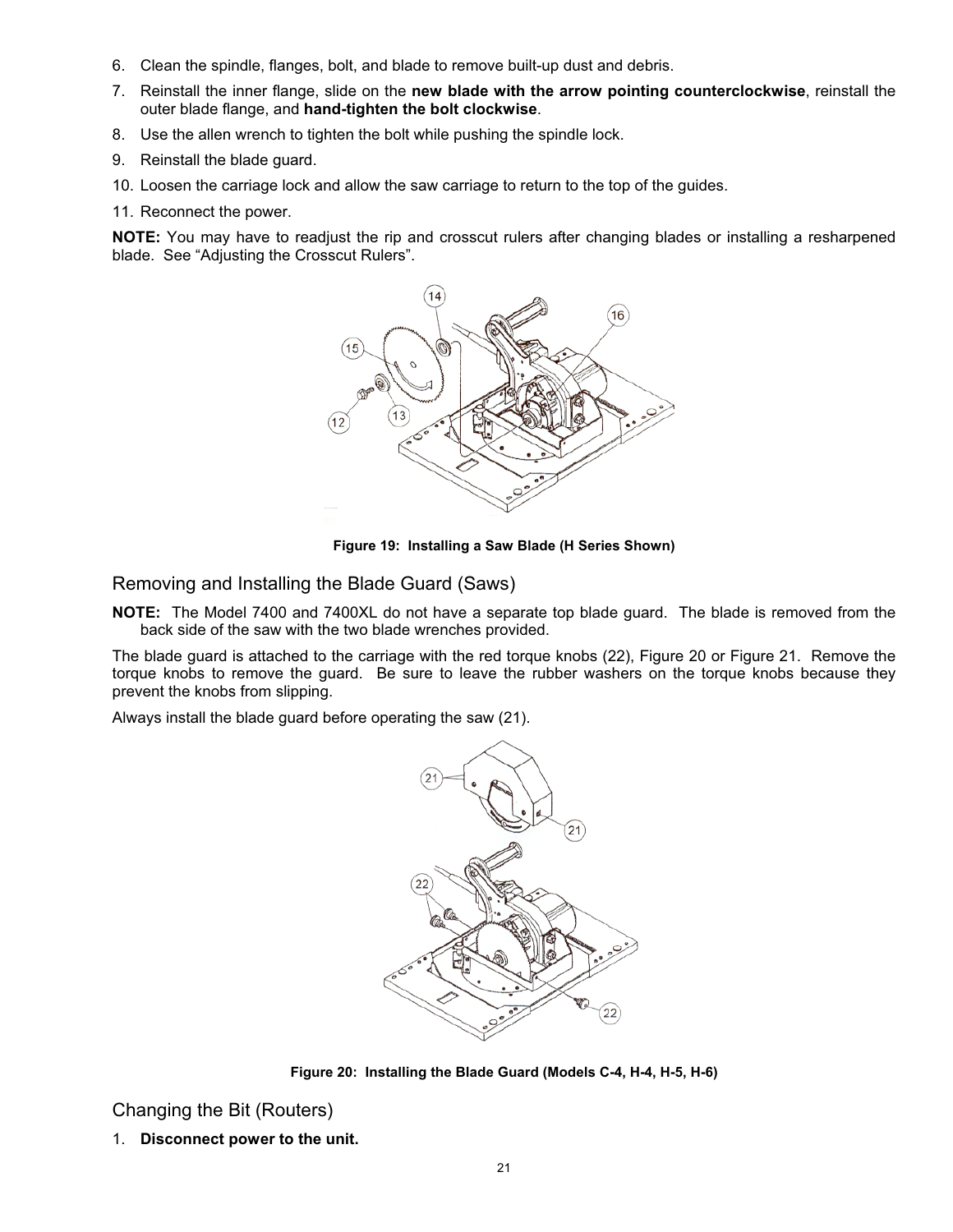6. Clean the spindle, flanges, bolt, and blade to remove built-up dust and debris.
7. Reinstall the inner flange, slide on the **new blade with the arrow pointing counterclockwise**, reinstall the outer blade flange, and **hand-tighten the bolt clockwise**.
8. Use the allen wrench to tighten the bolt while pushing the spindle lock.
9. Reinstall the blade guard.
10. Loosen the carriage lock and allow the saw carriage to return to the top of the guides.
11. Reconnect the power.

**NOTE:** You may have to readjust the rip and crosscut rulers after changing blades or installing a resharpened blade. See "Adjusting the Crosscut Rulers".

**Figure 19: Installing a Saw Blade (H Series Shown)**

## Removing and Installing the Blade Guard (Saws)

**NOTE:** The Model 7400 and 7400XL do not have a separate top blade guard. The blade is removed from the back side of the saw with the two blade wrenches provided.

The blade guard is attached to the carriage with the red torque knobs (22), Figure 20 or Figure 21. Remove the torque knobs to remove the guard. Be sure to leave the rubber washers on the torque knobs because they prevent the knobs from slipping.

Always install the blade guard before operating the saw (21).

**Figure 20: Installing the Blade Guard (Models C-4, H-4, H-5, H-6)**

## Changing the Bit (Routers)

1. **Disconnect power to the unit.**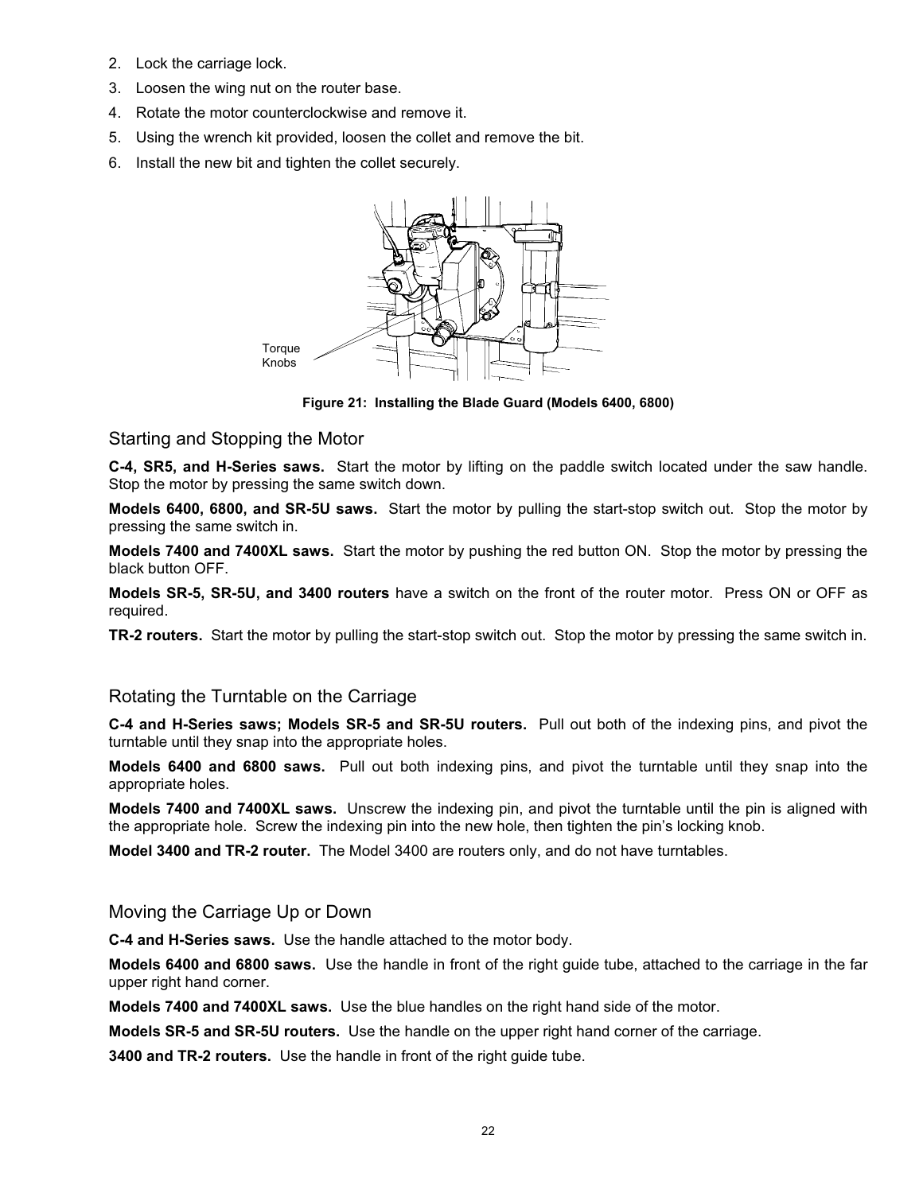2. Lock the carriage lock.
3. Loosen the wing nut on the router base.
4. Rotate the motor counterclockwise and remove it.
5. Using the wrench kit provided, loosen the collet and remove the bit.
6. Install the new bit and tighten the collet securely.

Torque Knobs

**Figure 21: Installing the Blade Guard (Models 6400, 6800)**

## Starting and Stopping the Motor

**C-4, SR5, and H-Series saws.** Start the motor by lifting on the paddle switch located under the saw handle. Stop the motor by pressing the same switch down.

**Models 6400, 6800, and SR-5U saws.** Start the motor by pulling the start-stop switch out. Stop the motor by pressing the same switch in.

**Models 7400 and 7400XL saws.** Start the motor by pushing the red button ON. Stop the motor by pressing the black button OFF.

**Models SR-5, SR-5U, and 3400 routers** have a switch on the front of the router motor. Press ON or OFF as required.

**TR-2 routers.** Start the motor by pulling the start-stop switch out. Stop the motor by pressing the same switch in.

## Rotating the Turntable on the Carriage

**C-4 and H-Series saws; Models SR-5 and SR-5U routers.** Pull out both of the indexing pins, and pivot the turntable until they snap into the appropriate holes.

**Models 6400 and 6800 saws.** Pull out both indexing pins, and pivot the turntable until they snap into the appropriate holes.

**Models 7400 and 7400XL saws.** Unscrew the indexing pin, and pivot the turntable until the pin is aligned with the appropriate hole. Screw the indexing pin into the new hole, then tighten the pin's locking knob.

**Model 3400 and TR-2 router.** The Model 3400 are routers only, and do not have turntables.

## Moving the Carriage Up or Down

**C-4 and H-Series saws.** Use the handle attached to the motor body.

**Models 6400 and 6800 saws.** Use the handle in front of the right guide tube, attached to the carriage in the far upper right hand corner.

**Models 7400 and 7400XL saws.** Use the blue handles on the right hand side of the motor.

**Models SR-5 and SR-5U routers.** Use the handle on the upper right hand corner of the carriage.

**3400 and TR-2 routers.** Use the handle in front of the right guide tube.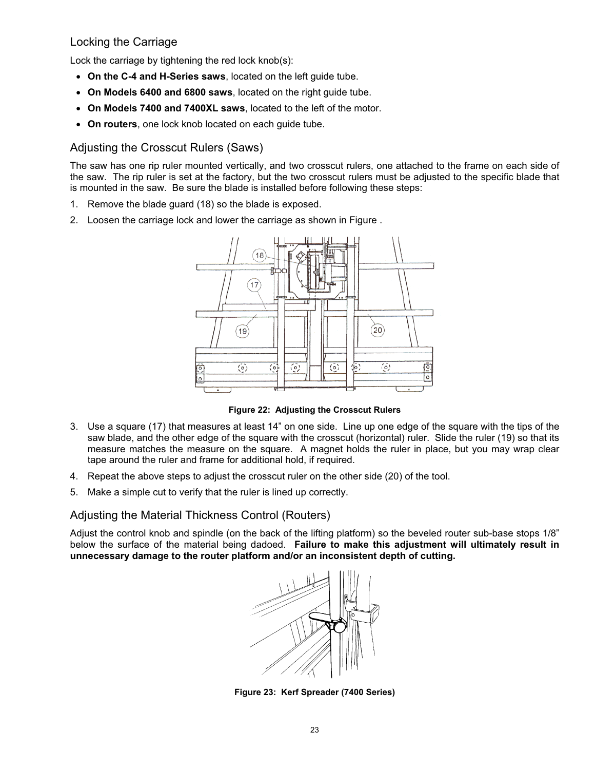## Locking the Carriage

Lock the carriage by tightening the red lock knob(s):

- **On the C-4 and H-Series saws**, located on the left guide tube.
- **On Models 6400 and 6800 saws**, located on the right guide tube.
- **On Models 7400 and 7400XL saws**, located to the left of the motor.
- **On routers**, one lock knob located on each guide tube.

## Adjusting the Crosscut Rulers (Saws)

The saw has one rip ruler mounted vertically, and two crosscut rulers, one attached to the frame on each side of the saw. The rip ruler is set at the factory, but the two crosscut rulers must be adjusted to the specific blade that is mounted in the saw. Be sure the blade is installed before following these steps:

1. Remove the blade guard (18) so the blade is exposed.
2. Loosen the carriage lock and lower the carriage as shown in Figure .

**Figure 22: Adjusting the Crosscut Rulers**

3. Use a square (17) that measures at least 14" on one side. Line up one edge of the square with the tips of the saw blade, and the other edge of the square with the crosscut (horizontal) ruler. Slide the ruler (19) so that its measure matches the measure on the square. A magnet holds the ruler in place, but you may wrap clear tape around the ruler and frame for additional hold, if required.
4. Repeat the above steps to adjust the crosscut ruler on the other side (20) of the tool.
5. Make a simple cut to verify that the ruler is lined up correctly.

## Adjusting the Material Thickness Control (Routers)

Adjust the control knob and spindle (on the back of the lifting platform) so the beveled router sub-base stops 1/8" below the surface of the material being dadoed. **Failure to make this adjustment will ultimately result in unnecessary damage to the router platform and/or an inconsistent depth of cutting.**

**Figure 23: Kerf Spreader (7400 Series)**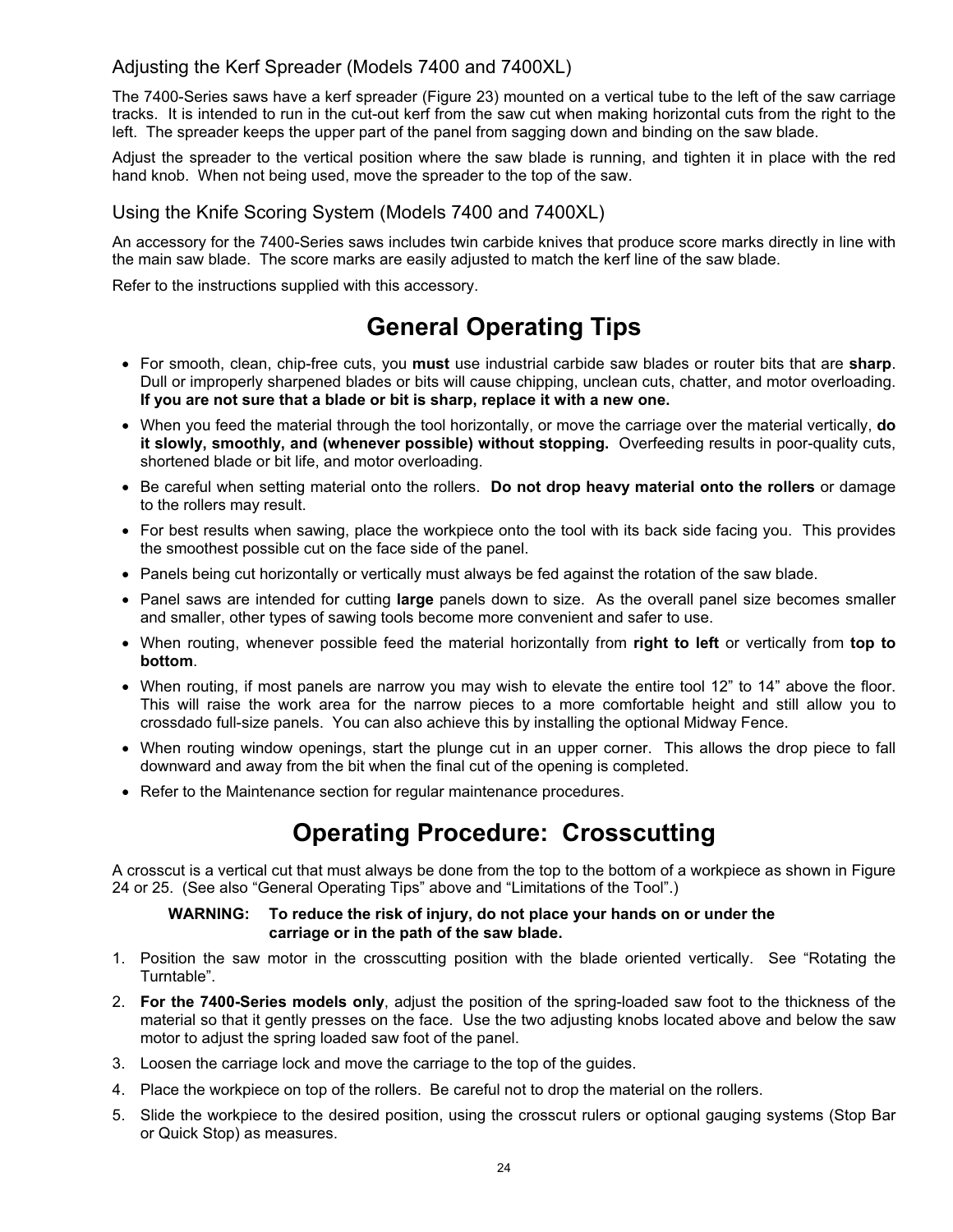### Adjusting the Kerf Spreader (Models 7400 and 7400XL)

The 7400-Series saws have a kerf spreader (Figure 23) mounted on a vertical tube to the left of the saw carriage tracks. It is intended to run in the cut-out kerf from the saw cut when making horizontal cuts from the right to the left. The spreader keeps the upper part of the panel from sagging down and binding on the saw blade.

Adjust the spreader to the vertical position where the saw blade is running, and tighten it in place with the red hand knob. When not being used, move the spreader to the top of the saw.

### Using the Knife Scoring System (Models 7400 and 7400XL)

An accessory for the 7400-Series saws includes twin carbide knives that produce score marks directly in line with the main saw blade. The score marks are easily adjusted to match the kerf line of the saw blade.

Refer to the instructions supplied with this accessory.

# General Operating Tips

- For smooth, clean, chip-free cuts, you **must** use industrial carbide saw blades or router bits that are **sharp**. Dull or improperly sharpened blades or bits will cause chipping, unclean cuts, chatter, and motor overloading. **If you are not sure that a blade or bit is sharp, replace it with a new one.**
- When you feed the material through the tool horizontally, or move the carriage over the material vertically, **do it slowly, smoothly, and (whenever possible) without stopping.** Overfeeding results in poor-quality cuts, shortened blade or bit life, and motor overloading.
- Be careful when setting material onto the rollers. **Do not drop heavy material onto the rollers** or damage to the rollers may result.
- For best results when sawing, place the workpiece onto the tool with its back side facing you. This provides the smoothest possible cut on the face side of the panel.
- Panels being cut horizontally or vertically must always be fed against the rotation of the saw blade.
- Panel saws are intended for cutting **large** panels down to size. As the overall panel size becomes smaller and smaller, other types of sawing tools become more convenient and safer to use.
- When routing, whenever possible feed the material horizontally from **right to left** or vertically from **top to bottom**.
- When routing, if most panels are narrow you may wish to elevate the entire tool 12" to 14" above the floor. This will raise the work area for the narrow pieces to a more comfortable height and still allow you to crossdado full-size panels. You can also achieve this by installing the optional Midway Fence.
- When routing window openings, start the plunge cut in an upper corner. This allows the drop piece to fall downward and away from the bit when the final cut of the opening is completed.
- Refer to the Maintenance section for regular maintenance procedures.

# Operating Procedure: Crosscutting

A crosscut is a vertical cut that must always be done from the top to the bottom of a workpiece as shown in Figure 24 or 25. (See also "General Operating Tips" above and "Limitations of the Tool".)

**WARNING: To reduce the risk of injury, do not place your hands on or under the carriage or in the path of the saw blade.**

1. Position the saw motor in the crosscutting position with the blade oriented vertically. See "Rotating the Turntable".
2. **For the 7400-Series models only**, adjust the position of the spring-loaded saw foot to the thickness of the material so that it gently presses on the face. Use the two adjusting knobs located above and below the saw motor to adjust the spring loaded saw foot of the panel.
3. Loosen the carriage lock and move the carriage to the top of the guides.
4. Place the workpiece on top of the rollers. Be careful not to drop the material on the rollers.
5. Slide the workpiece to the desired position, using the crosscut rulers or optional gauging systems (Stop Bar or Quick Stop) as measures.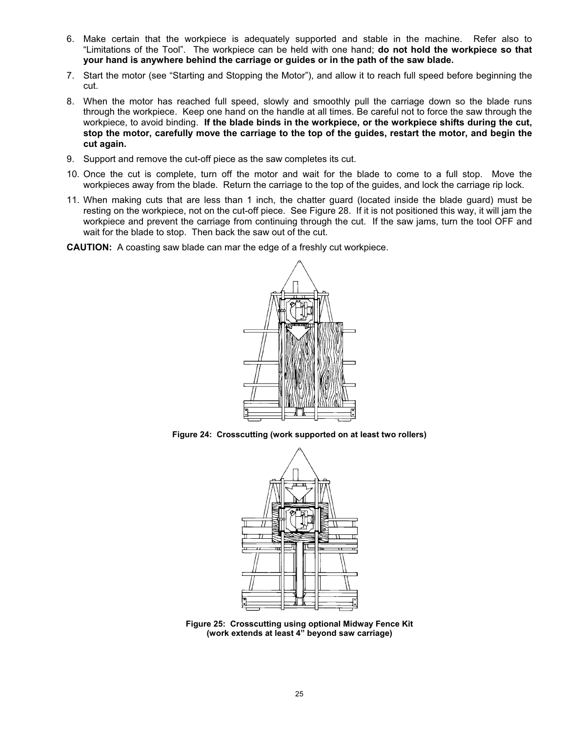6. Make certain that the workpiece is adequately supported and stable in the machine. Refer also to "Limitations of the Tool". The workpiece can be held with one hand; **do not hold the workpiece so that your hand is anywhere behind the carriage or guides or in the path of the saw blade.**

7. Start the motor (see "Starting and Stopping the Motor"), and allow it to reach full speed before beginning the cut.

8. When the motor has reached full speed, slowly and smoothly pull the carriage down so the blade runs through the workpiece. Keep one hand on the handle at all times. Be careful not to force the saw through the workpiece, to avoid binding. **If the blade binds in the workpiece, or the workpiece shifts during the cut, stop the motor, carefully move the carriage to the top of the guides, restart the motor, and begin the cut again.**

9. Support and remove the cut-off piece as the saw completes its cut.

10. Once the cut is complete, turn off the motor and wait for the blade to come to a full stop. Move the workpieces away from the blade. Return the carriage to the top of the guides, and lock the carriage rip lock.

11. When making cuts that are less than 1 inch, the chatter guard (located inside the blade guard) must be resting on the workpiece, not on the cut-off piece. See Figure 28. If it is not positioned this way, it will jam the workpiece and prevent the carriage from continuing through the cut. If the saw jams, turn the tool OFF and wait for the blade to stop. Then back the saw out of the cut.

**CAUTION:** A coasting saw blade can mar the edge of a freshly cut workpiece.

**Figure 24: Crosscutting (work supported on at least two rollers)**

**Figure 25: Crosscutting using optional Midway Fence Kit (work extends at least 4" beyond saw carriage)**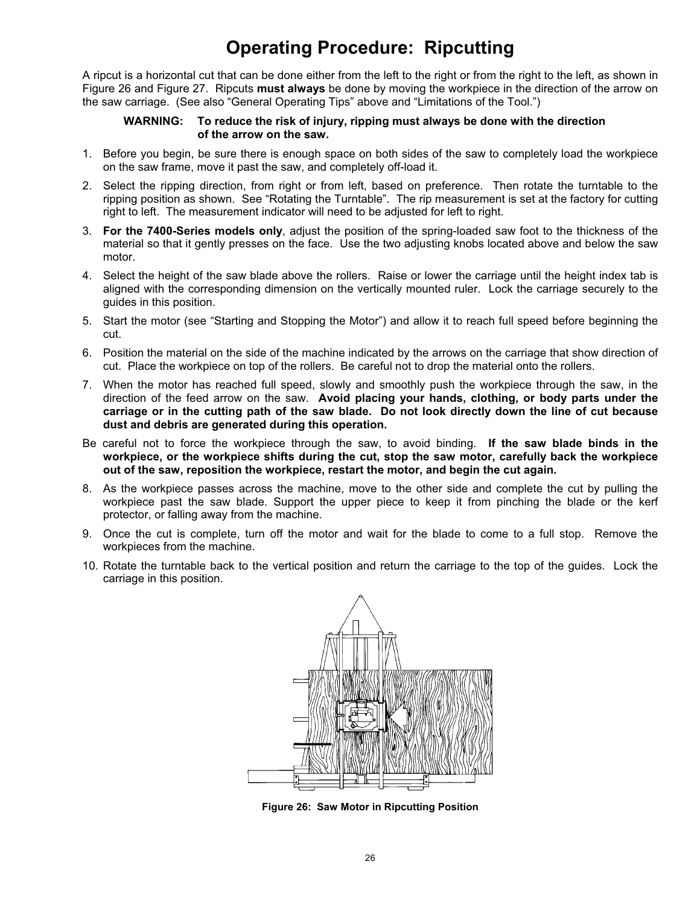# Operating Procedure: Ripcutting

A ripcut is a horizontal cut that can be done either from the left to the right or from the right to the left, as shown in Figure 26 and Figure 27. Ripcuts **must always** be done by moving the workpiece in the direction of the arrow on the saw carriage. (See also "General Operating Tips" above and "Limitations of the Tool.")

**WARNING: To reduce the risk of injury, ripping must always be done with the direction of the arrow on the saw.**

1. Before you begin, be sure there is enough space on both sides of the saw to completely load the workpiece on the saw frame, move it past the saw, and completely off-load it.
2. Select the ripping direction, from right or from left, based on preference. Then rotate the turntable to the ripping position as shown. See "Rotating the Turntable". The rip measurement is set at the factory for cutting right to left. The measurement indicator will need to be adjusted for left to right.
3. **For the 7400-Series models only**, adjust the position of the spring-loaded saw foot to the thickness of the material so that it gently presses on the face. Use the two adjusting knobs located above and below the saw motor.
4. Select the height of the saw blade above the rollers. Raise or lower the carriage until the height index tab is aligned with the corresponding dimension on the vertically mounted ruler. Lock the carriage securely to the guides in this position.
5. Start the motor (see "Starting and Stopping the Motor") and allow it to reach full speed before beginning the cut.
6. Position the material on the side of the machine indicated by the arrows on the carriage that show direction of cut. Place the workpiece on top of the rollers. Be careful not to drop the material onto the rollers.
7. When the motor has reached full speed, slowly and smoothly push the workpiece through the saw, in the direction of the feed arrow on the saw. **Avoid placing your hands, clothing, or body parts under the carriage or in the cutting path of the saw blade. Do not look directly down the line of cut because dust and debris are generated during this operation.**

Be careful not to force the workpiece through the saw, to avoid binding. **If the saw blade binds in the workpiece, or the workpiece shifts during the cut, stop the saw motor, carefully back the workpiece out of the saw, reposition the workpiece, restart the motor, and begin the cut again.**

8. As the workpiece passes across the machine, move to the other side and complete the cut by pulling the workpiece past the saw blade. Support the upper piece to keep it from pinching the blade or the kerf protector, or falling away from the machine.
9. Once the cut is complete, turn off the motor and wait for the blade to come to a full stop. Remove the workpieces from the machine.
10. Rotate the turntable back to the vertical position and return the carriage to the top of the guides. Lock the carriage in this position.

**Figure 26: Saw Motor in Ripcutting Position**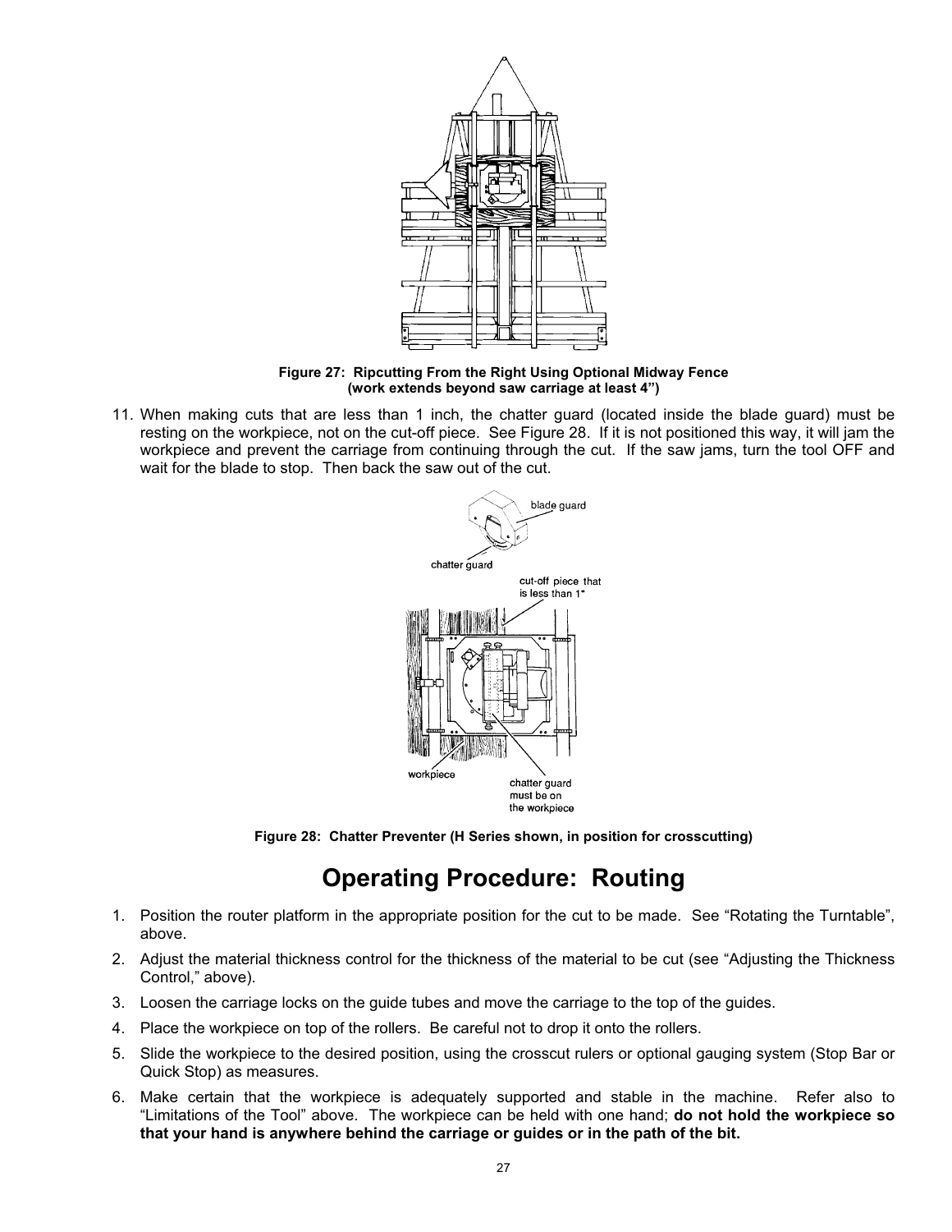Figure 27: Ripcutting From the Right Using Optional Midway Fence
(work extends beyond saw carriage at least 4")

11. When making cuts that are less than 1 inch, the chatter guard (located inside the blade guard) must be resting on the workpiece, not on the cut-off piece. See Figure 28. If it is not positioned this way, it will jam the workpiece and prevent the carriage from continuing through the cut. If the saw jams, turn the tool OFF and wait for the blade to stop. Then back the saw out of the cut.

Figure 28: Chatter Preventer (H Series shown, in position for crosscutting)

# Operating Procedure: Routing

1. Position the router platform in the appropriate position for the cut to be made. See "Rotating the Turntable", above.
2. Adjust the material thickness control for the thickness of the material to be cut (see "Adjusting the Thickness Control," above).
3. Loosen the carriage locks on the guide tubes and move the carriage to the top of the guides.
4. Place the workpiece on top of the rollers. Be careful not to drop it onto the rollers.
5. Slide the workpiece to the desired position, using the crosscut rulers or optional gauging system (Stop Bar or Quick Stop) as measures.
6. Make certain that the workpiece is adequately supported and stable in the machine. Refer also to "Limitations of the Tool" above. The workpiece can be held with one hand; **do not hold the workpiece so that your hand is anywhere behind the carriage or guides or in the path of the bit.**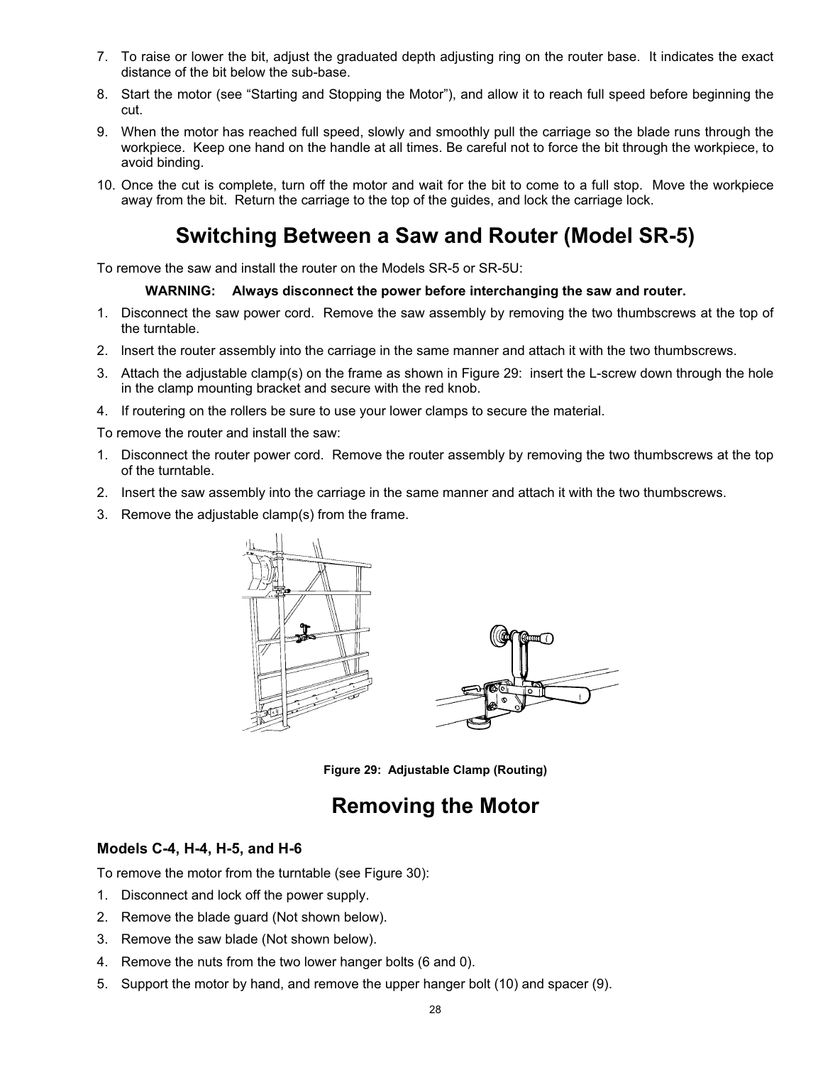7. To raise or lower the bit, adjust the graduated depth adjusting ring on the router base. It indicates the exact distance of the bit below the sub-base.
8. Start the motor (see "Starting and Stopping the Motor"), and allow it to reach full speed before beginning the cut.
9. When the motor has reached full speed, slowly and smoothly pull the carriage so the blade runs through the workpiece. Keep one hand on the handle at all times. Be careful not to force the bit through the workpiece, to avoid binding.
10. Once the cut is complete, turn off the motor and wait for the bit to come to a full stop. Move the workpiece away from the bit. Return the carriage to the top of the guides, and lock the carriage lock.

# Switching Between a Saw and Router (Model SR-5)

To remove the saw and install the router on the Models SR-5 or SR-5U:

**WARNING: Always disconnect the power before interchanging the saw and router.**

1. Disconnect the saw power cord. Remove the saw assembly by removing the two thumbscrews at the top of the turntable.
2. Insert the router assembly into the carriage in the same manner and attach it with the two thumbscrews.
3. Attach the adjustable clamp(s) on the frame as shown in Figure 29: insert the L-screw down through the hole in the clamp mounting bracket and secure with the red knob.
4. If routering on the rollers be sure to use your lower clamps to secure the material.

To remove the router and install the saw:

1. Disconnect the router power cord. Remove the router assembly by removing the two thumbscrews at the top of the turntable.
2. Insert the saw assembly into the carriage in the same manner and attach it with the two thumbscrews.
3. Remove the adjustable clamp(s) from the frame.

**Figure 29: Adjustable Clamp (Routing)**

# Removing the Motor

### Models C-4, H-4, H-5, and H-6

To remove the motor from the turntable (see Figure 30):

1. Disconnect and lock off the power supply.
2. Remove the blade guard (Not shown below).
3. Remove the saw blade (Not shown below).
4. Remove the nuts from the two lower hanger bolts (6 and 0).
5. Support the motor by hand, and remove the upper hanger bolt (10) and spacer (9).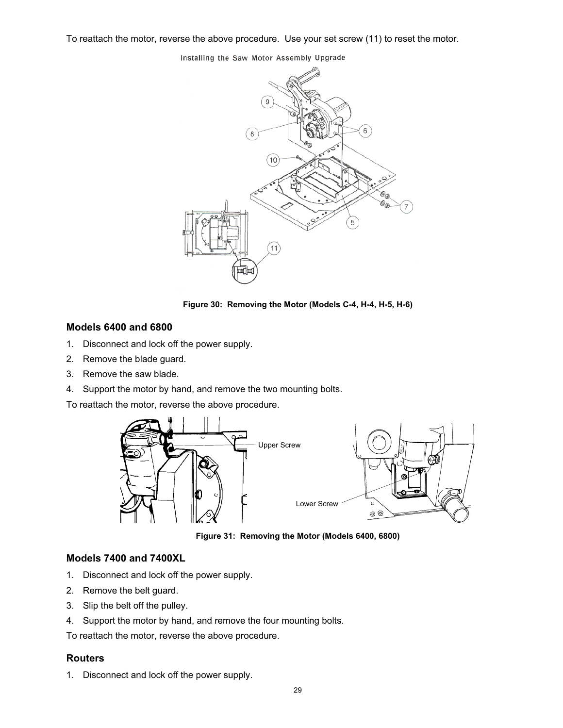To reattach the motor, reverse the above procedure. Use your set screw (11) to reset the motor.

Figure 30: Removing the Motor (Models C-4, H-4, H-5, H-6)

### Models 6400 and 6800

1. Disconnect and lock off the power supply.
2. Remove the blade guard.
3. Remove the saw blade.
4. Support the motor by hand, and remove the two mounting bolts.

To reattach the motor, reverse the above procedure.

Figure 31: Removing the Motor (Models 6400, 6800)

### Models 7400 and 7400XL

1. Disconnect and lock off the power supply.
2. Remove the belt guard.
3. Slip the belt off the pulley.
4. Support the motor by hand, and remove the four mounting bolts.

To reattach the motor, reverse the above procedure.

### Routers

1. Disconnect and lock off the power supply.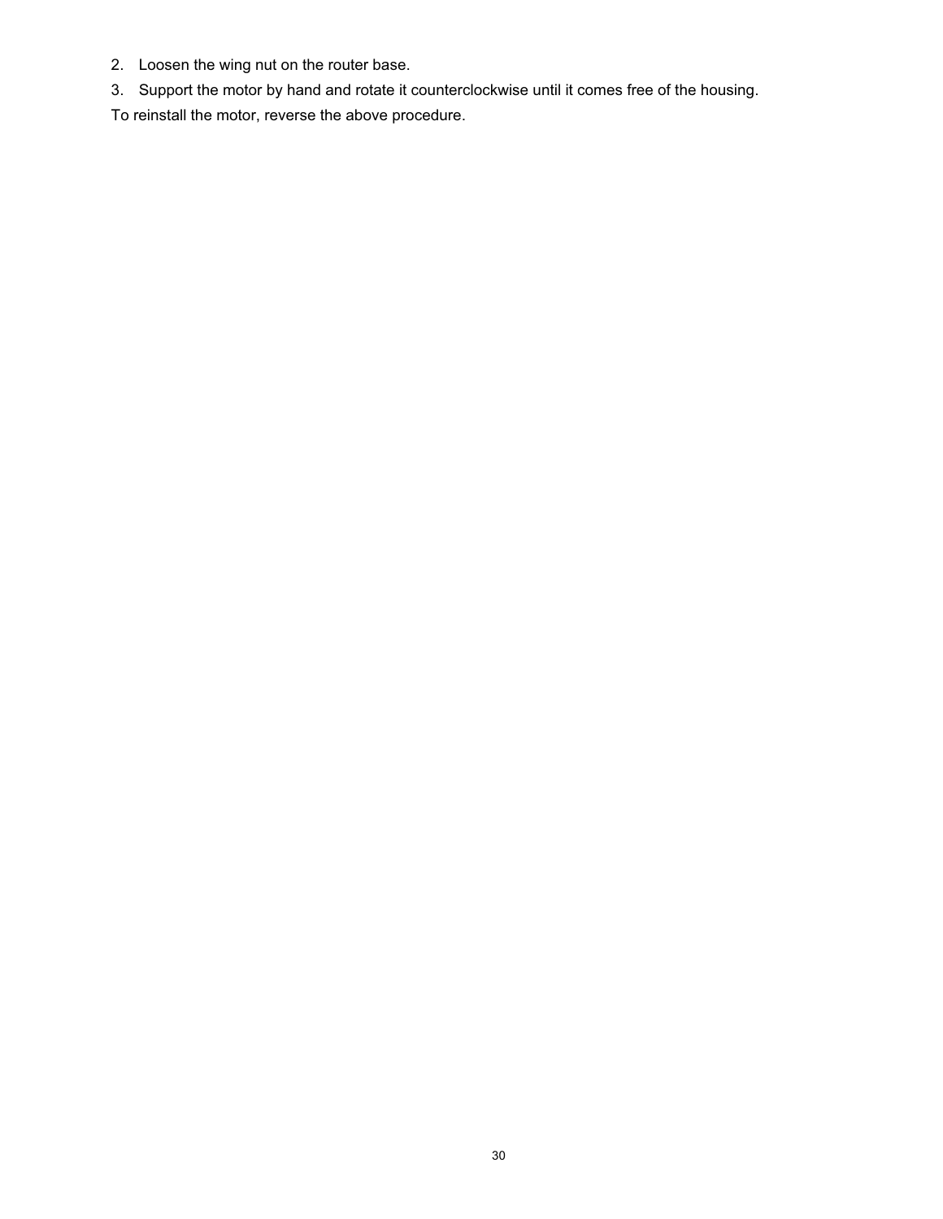2. Loosen the wing nut on the router base.
3. Support the motor by hand and rotate it counterclockwise until it comes free of the housing.

To reinstall the motor, reverse the above procedure.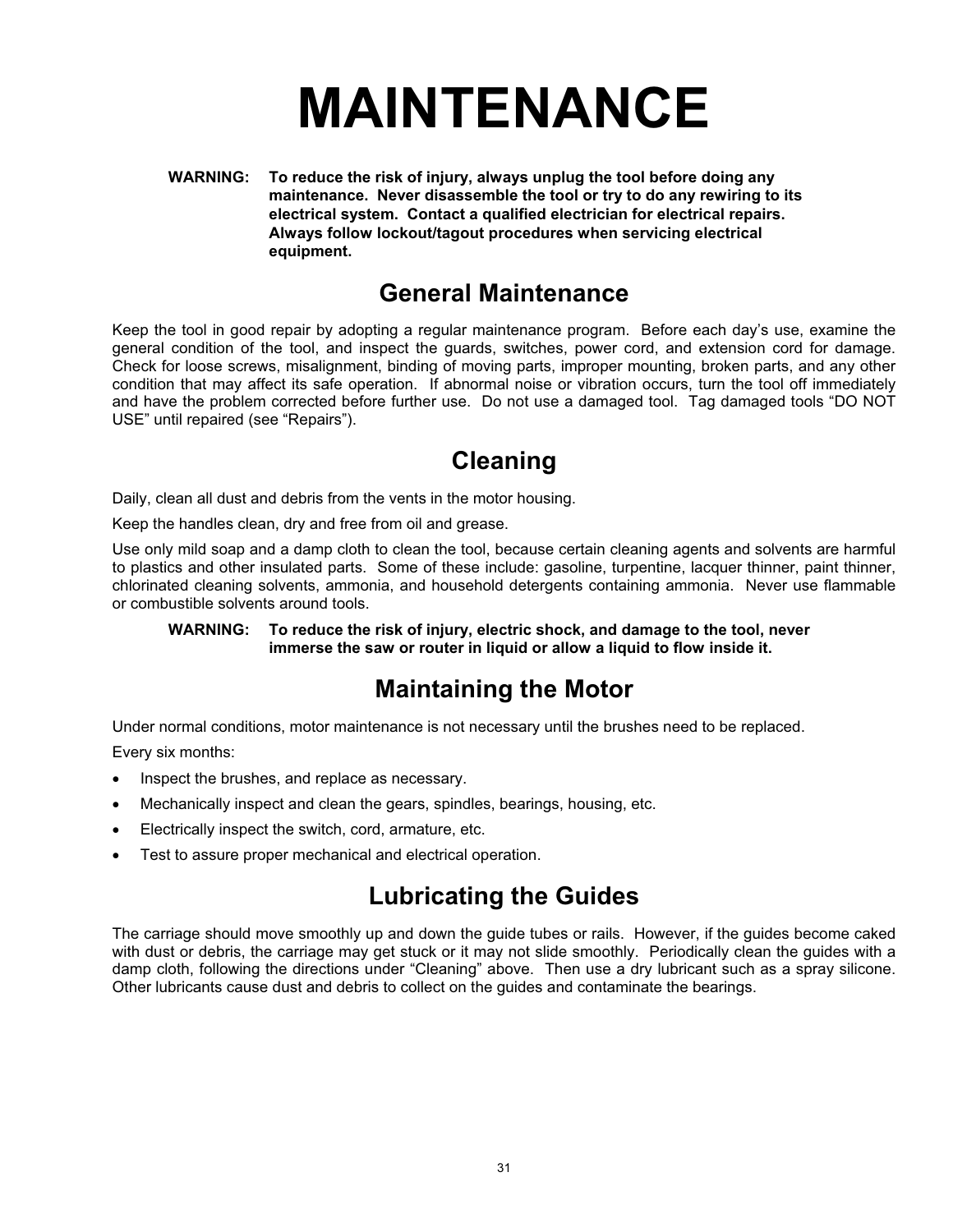# MAINTENANCE

**WARNING: To reduce the risk of injury, always unplug the tool before doing any maintenance. Never disassemble the tool or try to do any rewiring to its electrical system. Contact a qualified electrician for electrical repairs. Always follow lockout/tagout procedures when servicing electrical equipment.**

## General Maintenance

Keep the tool in good repair by adopting a regular maintenance program. Before each day's use, examine the general condition of the tool, and inspect the guards, switches, power cord, and extension cord for damage. Check for loose screws, misalignment, binding of moving parts, improper mounting, broken parts, and any other condition that may affect its safe operation. If abnormal noise or vibration occurs, turn the tool off immediately and have the problem corrected before further use. Do not use a damaged tool. Tag damaged tools "DO NOT USE" until repaired (see "Repairs").

## Cleaning

Daily, clean all dust and debris from the vents in the motor housing.

Keep the handles clean, dry and free from oil and grease.

Use only mild soap and a damp cloth to clean the tool, because certain cleaning agents and solvents are harmful to plastics and other insulated parts. Some of these include: gasoline, turpentine, lacquer thinner, paint thinner, chlorinated cleaning solvents, ammonia, and household detergents containing ammonia. Never use flammable or combustible solvents around tools.

**WARNING: To reduce the risk of injury, electric shock, and damage to the tool, never immerse the saw or router in liquid or allow a liquid to flow inside it.**

## Maintaining the Motor

Under normal conditions, motor maintenance is not necessary until the brushes need to be replaced.

Every six months:

- Inspect the brushes, and replace as necessary.
- Mechanically inspect and clean the gears, spindles, bearings, housing, etc.
- Electrically inspect the switch, cord, armature, etc.
- Test to assure proper mechanical and electrical operation.

## Lubricating the Guides

The carriage should move smoothly up and down the guide tubes or rails. However, if the guides become caked with dust or debris, the carriage may get stuck or it may not slide smoothly. Periodically clean the guides with a damp cloth, following the directions under "Cleaning" above. Then use a dry lubricant such as a spray silicone. Other lubricants cause dust and debris to collect on the guides and contaminate the bearings.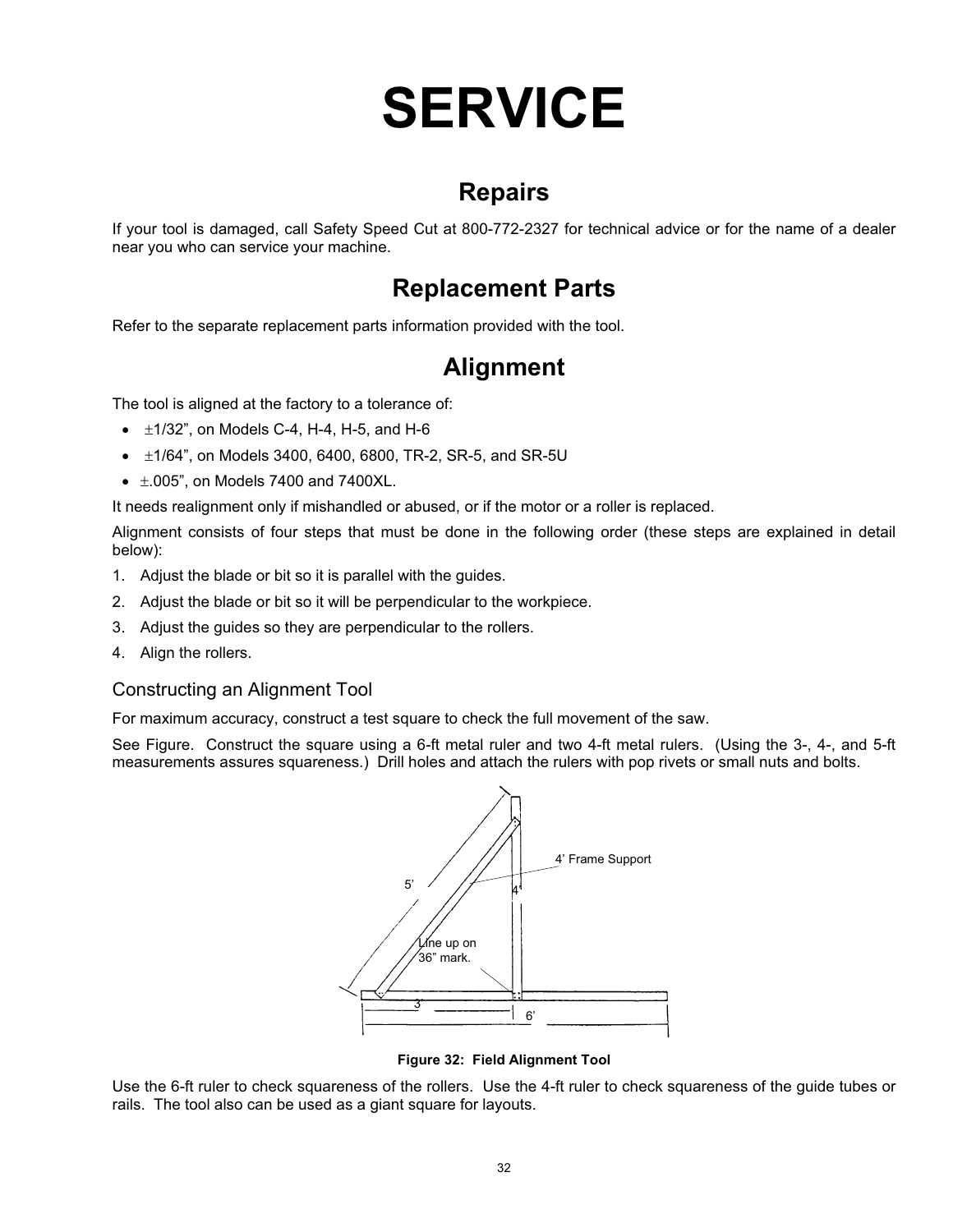# SERVICE

## Repairs

If your tool is damaged, call Safety Speed Cut at 800-772-2327 for technical advice or for the name of a dealer near you who can service your machine.

## Replacement Parts

Refer to the separate replacement parts information provided with the tool.

## Alignment

The tool is aligned at the factory to a tolerance of:

- ±1/32", on Models C-4, H-4, H-5, and H-6
- ±1/64", on Models 3400, 6400, 6800, TR-2, SR-5, and SR-5U
- ±.005", on Models 7400 and 7400XL.

It needs realignment only if mishandled or abused, or if the motor or a roller is replaced.

Alignment consists of four steps that must be done in the following order (these steps are explained in detail below):

1. Adjust the blade or bit so it is parallel with the guides.
2. Adjust the blade or bit so it will be perpendicular to the workpiece.
3. Adjust the guides so they are perpendicular to the rollers.
4. Align the rollers.

### Constructing an Alignment Tool

For maximum accuracy, construct a test square to check the full movement of the saw.

See Figure. Construct the square using a 6-ft metal ruler and two 4-ft metal rulers. (Using the 3-, 4-, and 5-ft measurements assures squareness.) Drill holes and attach the rulers with pop rivets or small nuts and bolts.

**Figure 32: Field Alignment Tool**

Use the 6-ft ruler to check squareness of the rollers. Use the 4-ft ruler to check squareness of the guide tubes or rails. The tool also can be used as a giant square for layouts.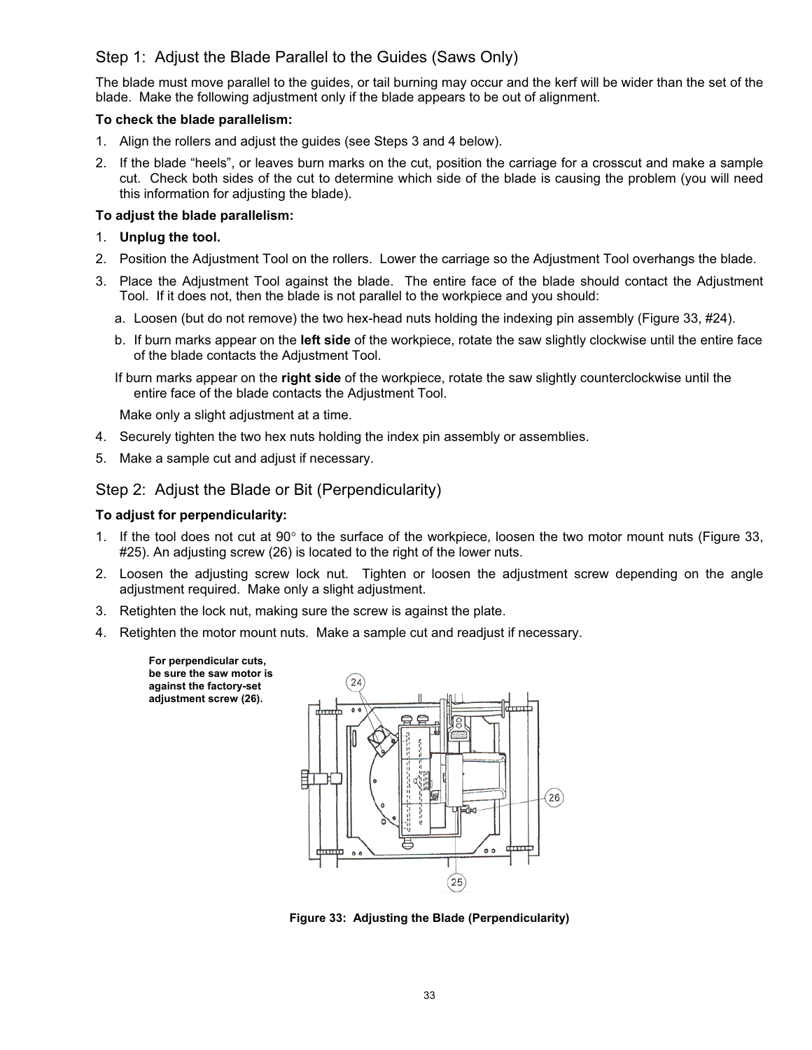## Step 1: Adjust the Blade Parallel to the Guides (Saws Only)

The blade must move parallel to the guides, or tail burning may occur and the kerf will be wider than the set of the blade. Make the following adjustment only if the blade appears to be out of alignment.

**To check the blade parallelism:**

1. Align the rollers and adjust the guides (see Steps 3 and 4 below).
2. If the blade "heels", or leaves burn marks on the cut, position the carriage for a crosscut and make a sample cut. Check both sides of the cut to determine which side of the blade is causing the problem (you will need this information for adjusting the blade).

**To adjust the blade parallelism:**

1. **Unplug the tool.**
2. Position the Adjustment Tool on the rollers. Lower the carriage so the Adjustment Tool overhangs the blade.
3. Place the Adjustment Tool against the blade. The entire face of the blade should contact the Adjustment Tool. If it does not, then the blade is not parallel to the workpiece and you should:
   a. Loosen (but do not remove) the two hex-head nuts holding the indexing pin assembly (Figure 33, #24).
   b. If burn marks appear on the **left side** of the workpiece, rotate the saw slightly clockwise until the entire face of the blade contacts the Adjustment Tool.

   If burn marks appear on the **right side** of the workpiece, rotate the saw slightly counterclockwise until the entire face of the blade contacts the Adjustment Tool.

   Make only a slight adjustment at a time.
4. Securely tighten the two hex nuts holding the index pin assembly or assemblies.
5. Make a sample cut and adjust if necessary.

## Step 2: Adjust the Blade or Bit (Perpendicularity)

**To adjust for perpendicularity:**

1. If the tool does not cut at 90° to the surface of the workpiece, loosen the two motor mount nuts (Figure 33, #25). An adjusting screw (26) is located to the right of the lower nuts.
2. Loosen the adjusting screw lock nut. Tighten or loosen the adjustment screw depending on the angle adjustment required. Make only a slight adjustment.
3. Retighten the lock nut, making sure the screw is against the plate.
4. Retighten the motor mount nuts. Make a sample cut and readjust if necessary.

**For perpendicular cuts, be sure the saw motor is against the factory-set adjustment screw (26).**

**Figure 33: Adjusting the Blade (Perpendicularity)**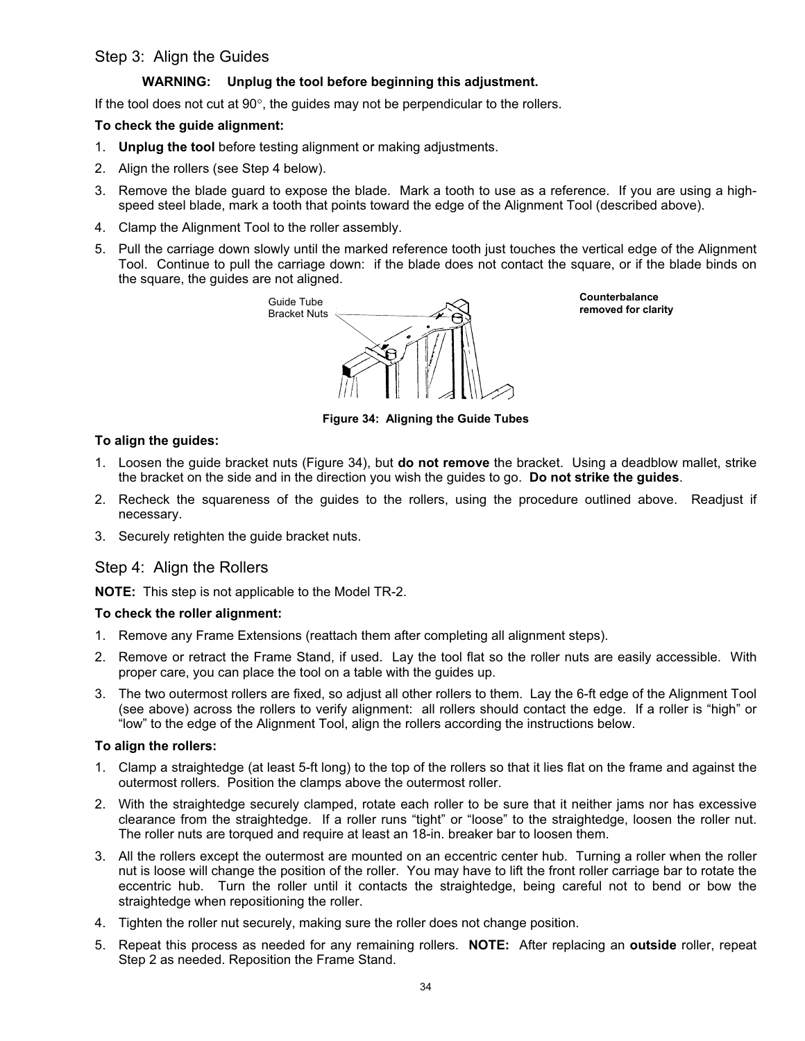## Step 3: Align the Guides

**WARNING: Unplug the tool before beginning this adjustment.**

If the tool does not cut at 90°, the guides may not be perpendicular to the rollers.

**To check the guide alignment:**

1. **Unplug the tool** before testing alignment or making adjustments.
2. Align the rollers (see Step 4 below).
3. Remove the blade guard to expose the blade. Mark a tooth to use as a reference. If you are using a high-speed steel blade, mark a tooth that points toward the edge of the Alignment Tool (described above).
4. Clamp the Alignment Tool to the roller assembly.
5. Pull the carriage down slowly until the marked reference tooth just touches the vertical edge of the Alignment Tool. Continue to pull the carriage down: if the blade does not contact the square, or if the blade binds on the square, the guides are not aligned.

Guide Tube Bracket Nuts

**Counterbalance removed for clarity**

**Figure 34: Aligning the Guide Tubes**

**To align the guides:**

1. Loosen the guide bracket nuts (Figure 34), but **do not remove** the bracket. Using a deadblow mallet, strike the bracket on the side and in the direction you wish the guides to go. **Do not strike the guides**.
2. Recheck the squareness of the guides to the rollers, using the procedure outlined above. Readjust if necessary.
3. Securely retighten the guide bracket nuts.

## Step 4: Align the Rollers

**NOTE:** This step is not applicable to the Model TR-2.

**To check the roller alignment:**

1. Remove any Frame Extensions (reattach them after completing all alignment steps).
2. Remove or retract the Frame Stand, if used. Lay the tool flat so the roller nuts are easily accessible. With proper care, you can place the tool on a table with the guides up.
3. The two outermost rollers are fixed, so adjust all other rollers to them. Lay the 6-ft edge of the Alignment Tool (see above) across the rollers to verify alignment: all rollers should contact the edge. If a roller is "high" or "low" to the edge of the Alignment Tool, align the rollers according the instructions below.

**To align the rollers:**

1. Clamp a straightedge (at least 5-ft long) to the top of the rollers so that it lies flat on the frame and against the outermost rollers. Position the clamps above the outermost roller.
2. With the straightedge securely clamped, rotate each roller to be sure that it neither jams nor has excessive clearance from the straightedge. If a roller runs "tight" or "loose" to the straightedge, loosen the roller nut. The roller nuts are torqued and require at least an 18-in. breaker bar to loosen them.
3. All the rollers except the outermost are mounted on an eccentric center hub. Turning a roller when the roller nut is loose will change the position of the roller. You may have to lift the front roller carriage bar to rotate the eccentric hub. Turn the roller until it contacts the straightedge, being careful not to bend or bow the straightedge when repositioning the roller.
4. Tighten the roller nut securely, making sure the roller does not change position.
5. Repeat this process as needed for any remaining rollers. **NOTE:** After replacing an **outside** roller, repeat Step 2 as needed. Reposition the Frame Stand.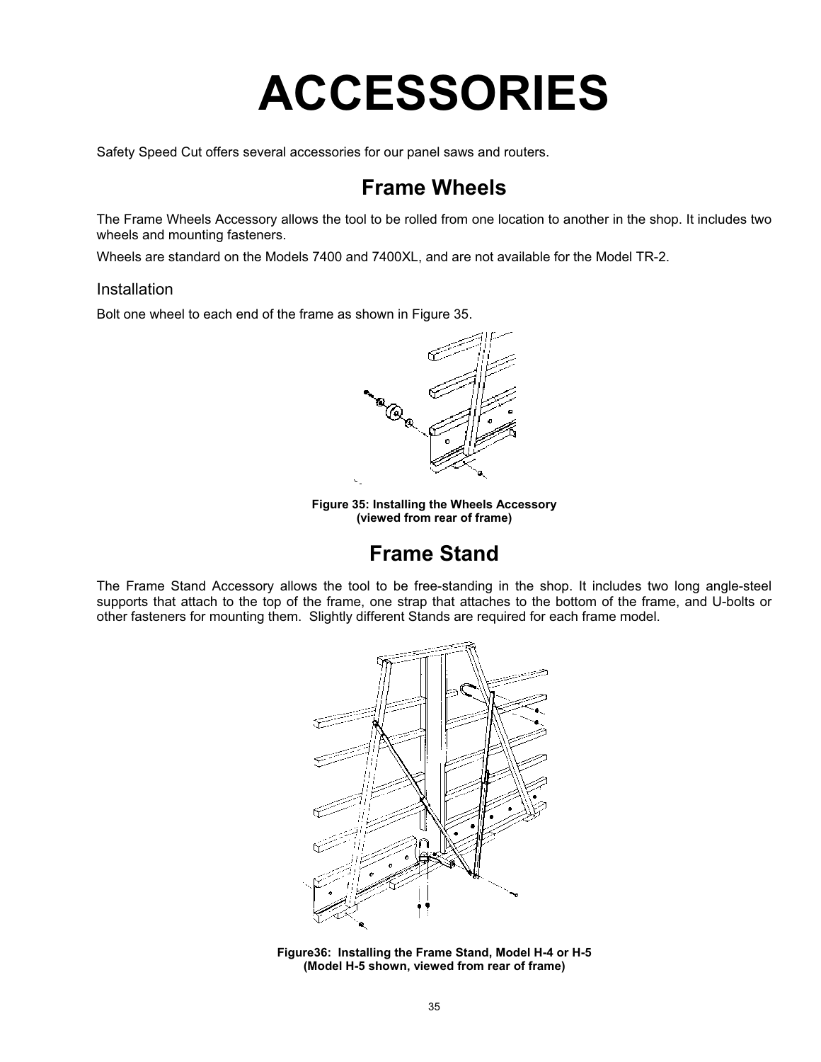# ACCESSORIES

Safety Speed Cut offers several accessories for our panel saws and routers.

## Frame Wheels

The Frame Wheels Accessory allows the tool to be rolled from one location to another in the shop. It includes two wheels and mounting fasteners.

Wheels are standard on the Models 7400 and 7400XL, and are not available for the Model TR-2.

### Installation

Bolt one wheel to each end of the frame as shown in Figure 35.

**Figure 35: Installing the Wheels Accessory (viewed from rear of frame)**

## Frame Stand

The Frame Stand Accessory allows the tool to be free-standing in the shop. It includes two long angle-steel supports that attach to the top of the frame, one strap that attaches to the bottom of the frame, and U-bolts or other fasteners for mounting them. Slightly different Stands are required for each frame model.

**Figure36: Installing the Frame Stand, Model H-4 or H-5 (Model H-5 shown, viewed from rear of frame)**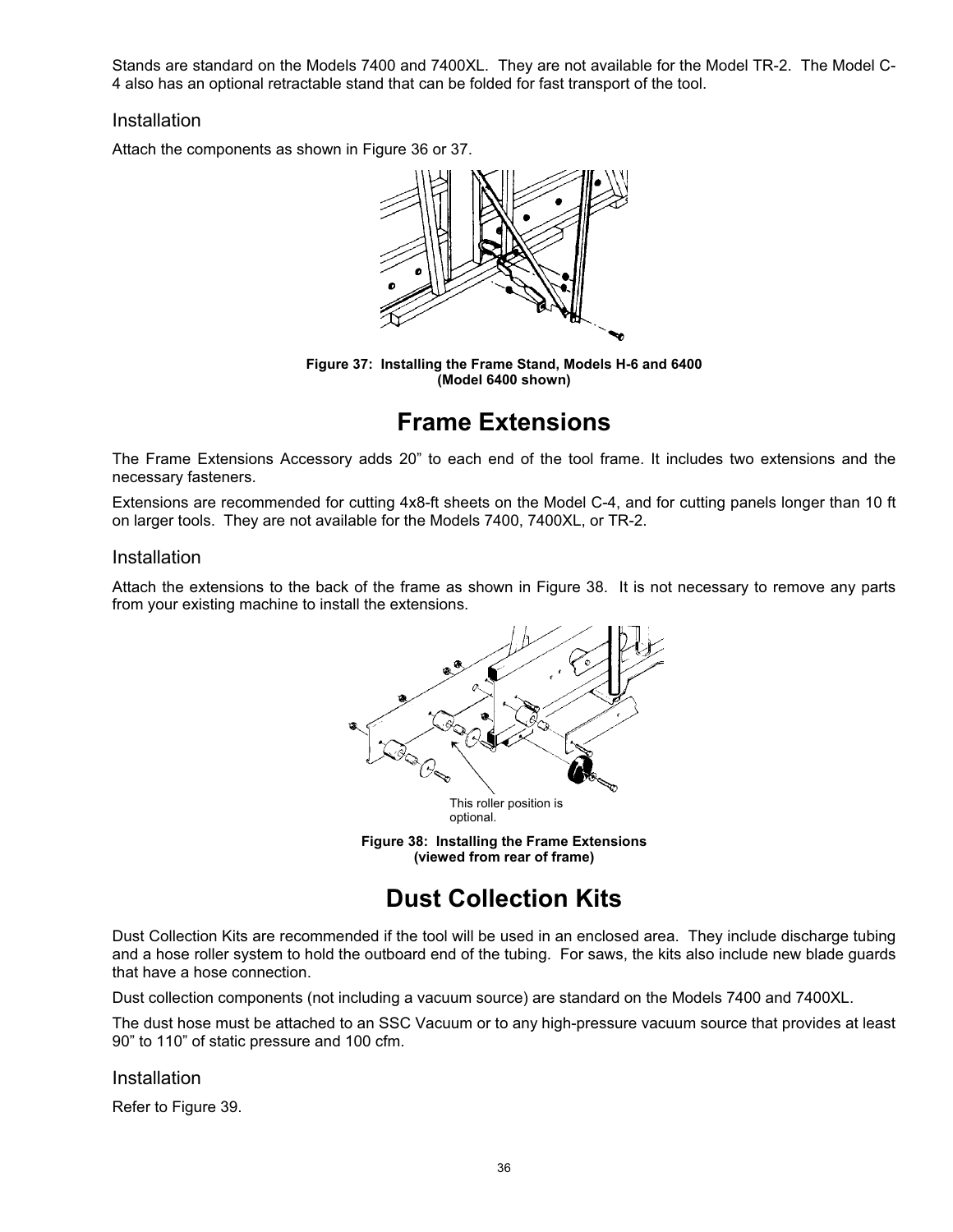Stands are standard on the Models 7400 and 7400XL. They are not available for the Model TR-2. The Model C-4 also has an optional retractable stand that can be folded for fast transport of the tool.

### Installation

Attach the components as shown in Figure 36 or 37.

**Figure 37: Installing the Frame Stand, Models H-6 and 6400 (Model 6400 shown)**

# Frame Extensions

The Frame Extensions Accessory adds 20” to each end of the tool frame. It includes two extensions and the necessary fasteners.

Extensions are recommended for cutting 4x8-ft sheets on the Model C-4, and for cutting panels longer than 10 ft on larger tools. They are not available for the Models 7400, 7400XL, or TR-2.

### Installation

Attach the extensions to the back of the frame as shown in Figure 38. It is not necessary to remove any parts from your existing machine to install the extensions.

This roller position is optional.

**Figure 38: Installing the Frame Extensions (viewed from rear of frame)**

# Dust Collection Kits

Dust Collection Kits are recommended if the tool will be used in an enclosed area. They include discharge tubing and a hose roller system to hold the outboard end of the tubing. For saws, the kits also include new blade guards that have a hose connection.

Dust collection components (not including a vacuum source) are standard on the Models 7400 and 7400XL.

The dust hose must be attached to an SSC Vacuum or to any high-pressure vacuum source that provides at least 90” to 110” of static pressure and 100 cfm.

### Installation

Refer to Figure 39.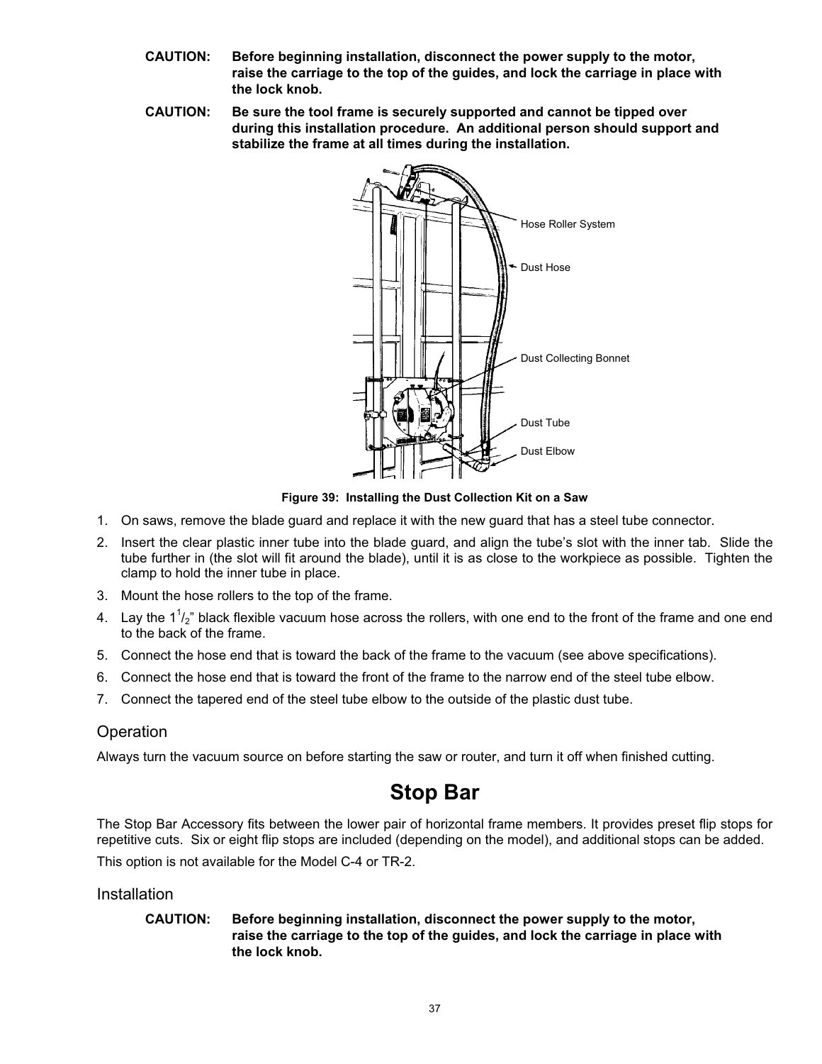**CAUTION:** **Before beginning installation, disconnect the power supply to the motor, raise the carriage to the top of the guides, and lock the carriage in place with the lock knob.**

**CAUTION:** **Be sure the tool frame is securely supported and cannot be tipped over during this installation procedure. An additional person should support and stabilize the frame at all times during the installation.**

Hose Roller System

Dust Hose

Dust Collecting Bonnet

Dust Tube

Dust Elbow

**Figure 39: Installing the Dust Collection Kit on a Saw**

1. On saws, remove the blade guard and replace it with the new guard that has a steel tube connector.
2. Insert the clear plastic inner tube into the blade guard, and align the tube's slot with the inner tab. Slide the tube further in (the slot will fit around the blade), until it is as close to the workpiece as possible. Tighten the clamp to hold the inner tube in place.
3. Mount the hose rollers to the top of the frame.
4. Lay the 1 $^{1}/_{2}$" black flexible vacuum hose across the rollers, with one end to the front of the frame and one end to the back of the frame.
5. Connect the hose end that is toward the back of the frame to the vacuum (see above specifications).
6. Connect the hose end that is toward the front of the frame to the narrow end of the steel tube elbow.
7. Connect the tapered end of the steel tube elbow to the outside of the plastic dust tube.

## Operation

Always turn the vacuum source on before starting the saw or router, and turn it off when finished cutting.

# Stop Bar

The Stop Bar Accessory fits between the lower pair of horizontal frame members. It provides preset flip stops for repetitive cuts. Six or eight flip stops are included (depending on the model), and additional stops can be added.

This option is not available for the Model C-4 or TR-2.

## Installation

**CAUTION:** **Before beginning installation, disconnect the power supply to the motor, raise the carriage to the top of the guides, and lock the carriage in place with the lock knob.**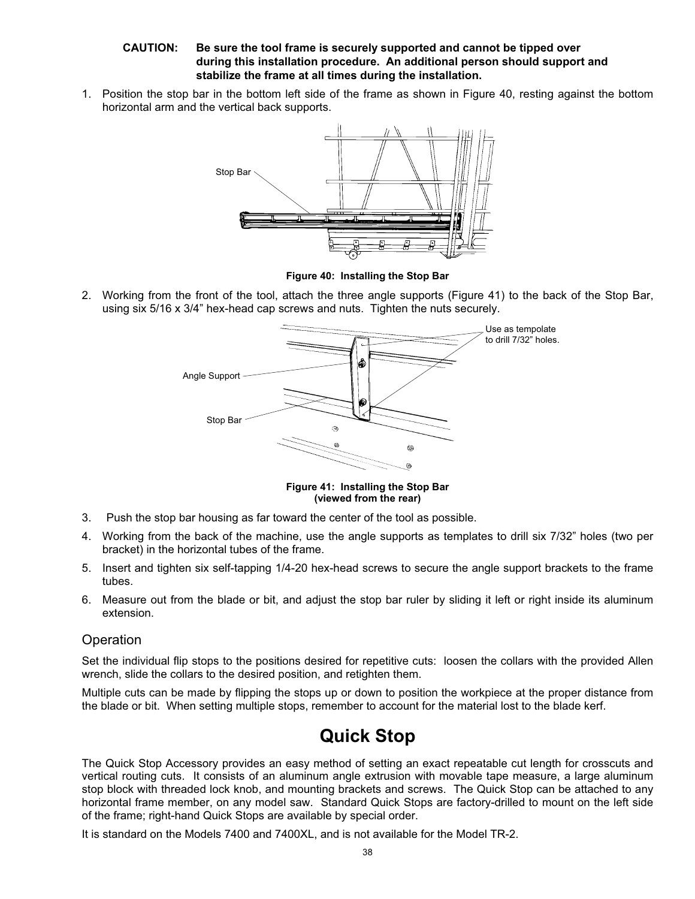**CAUTION: Be sure the tool frame is securely supported and cannot be tipped over during this installation procedure. An additional person should support and stabilize the frame at all times during the installation.**

1. Position the stop bar in the bottom left side of the frame as shown in Figure 40, resting against the bottom horizontal arm and the vertical back supports.

Stop Bar

**Figure 40: Installing the Stop Bar**

2. Working from the front of the tool, attach the three angle supports (Figure 41) to the back of the Stop Bar, using six 5/16 x 3/4" hex-head cap screws and nuts. Tighten the nuts securely.

Use as tempolate to drill 7/32" holes.

Angle Support

Stop Bar

**Figure 41: Installing the Stop Bar (viewed from the rear)**

3. Push the stop bar housing as far toward the center of the tool as possible.
4. Working from the back of the machine, use the angle supports as templates to drill six 7/32" holes (two per bracket) in the horizontal tubes of the frame.
5. Insert and tighten six self-tapping 1/4-20 hex-head screws to secure the angle support brackets to the frame tubes.
6. Measure out from the blade or bit, and adjust the stop bar ruler by sliding it left or right inside its aluminum extension.

## Operation

Set the individual flip stops to the positions desired for repetitive cuts: loosen the collars with the provided Allen wrench, slide the collars to the desired position, and retighten them.

Multiple cuts can be made by flipping the stops up or down to position the workpiece at the proper distance from the blade or bit. When setting multiple stops, remember to account for the material lost to the blade kerf.

# Quick Stop

The Quick Stop Accessory provides an easy method of setting an exact repeatable cut length for crosscuts and vertical routing cuts. It consists of an aluminum angle extrusion with movable tape measure, a large aluminum stop block with threaded lock knob, and mounting brackets and screws. The Quick Stop can be attached to any horizontal frame member, on any model saw. Standard Quick Stops are factory-drilled to mount on the left side of the frame; right-hand Quick Stops are available by special order.

It is standard on the Models 7400 and 7400XL, and is not available for the Model TR-2.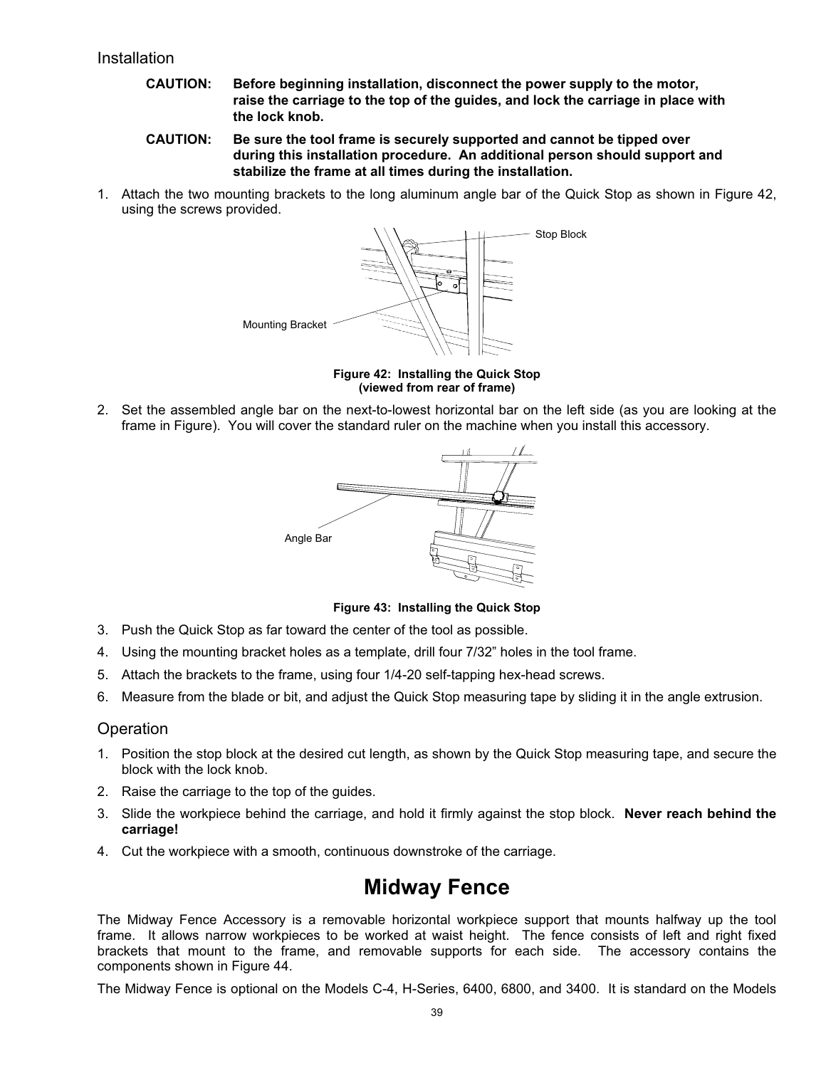## Installation

**CAUTION: Before beginning installation, disconnect the power supply to the motor, raise the carriage to the top of the guides, and lock the carriage in place with the lock knob.**

**CAUTION: Be sure the tool frame is securely supported and cannot be tipped over during this installation procedure. An additional person should support and stabilize the frame at all times during the installation.**

1. Attach the two mounting brackets to the long aluminum angle bar of the Quick Stop as shown in Figure 42, using the screws provided.

Stop Block

Mounting Bracket

**Figure 42: Installing the Quick Stop (viewed from rear of frame)**

2. Set the assembled angle bar on the next-to-lowest horizontal bar on the left side (as you are looking at the frame in Figure). You will cover the standard ruler on the machine when you install this accessory.

Angle Bar

**Figure 43: Installing the Quick Stop**

3. Push the Quick Stop as far toward the center of the tool as possible.
4. Using the mounting bracket holes as a template, drill four 7/32" holes in the tool frame.
5. Attach the brackets to the frame, using four 1/4-20 self-tapping hex-head screws.
6. Measure from the blade or bit, and adjust the Quick Stop measuring tape by sliding it in the angle extrusion.

## Operation

1. Position the stop block at the desired cut length, as shown by the Quick Stop measuring tape, and secure the block with the lock knob.
2. Raise the carriage to the top of the guides.
3. Slide the workpiece behind the carriage, and hold it firmly against the stop block. **Never reach behind the carriage!**
4. Cut the workpiece with a smooth, continuous downstroke of the carriage.

# Midway Fence

The Midway Fence Accessory is a removable horizontal workpiece support that mounts halfway up the tool frame. It allows narrow workpieces to be worked at waist height. The fence consists of left and right fixed brackets that mount to the frame, and removable supports for each side. The accessory contains the components shown in Figure 44.

The Midway Fence is optional on the Models C-4, H-Series, 6400, 6800, and 3400. It is standard on the Models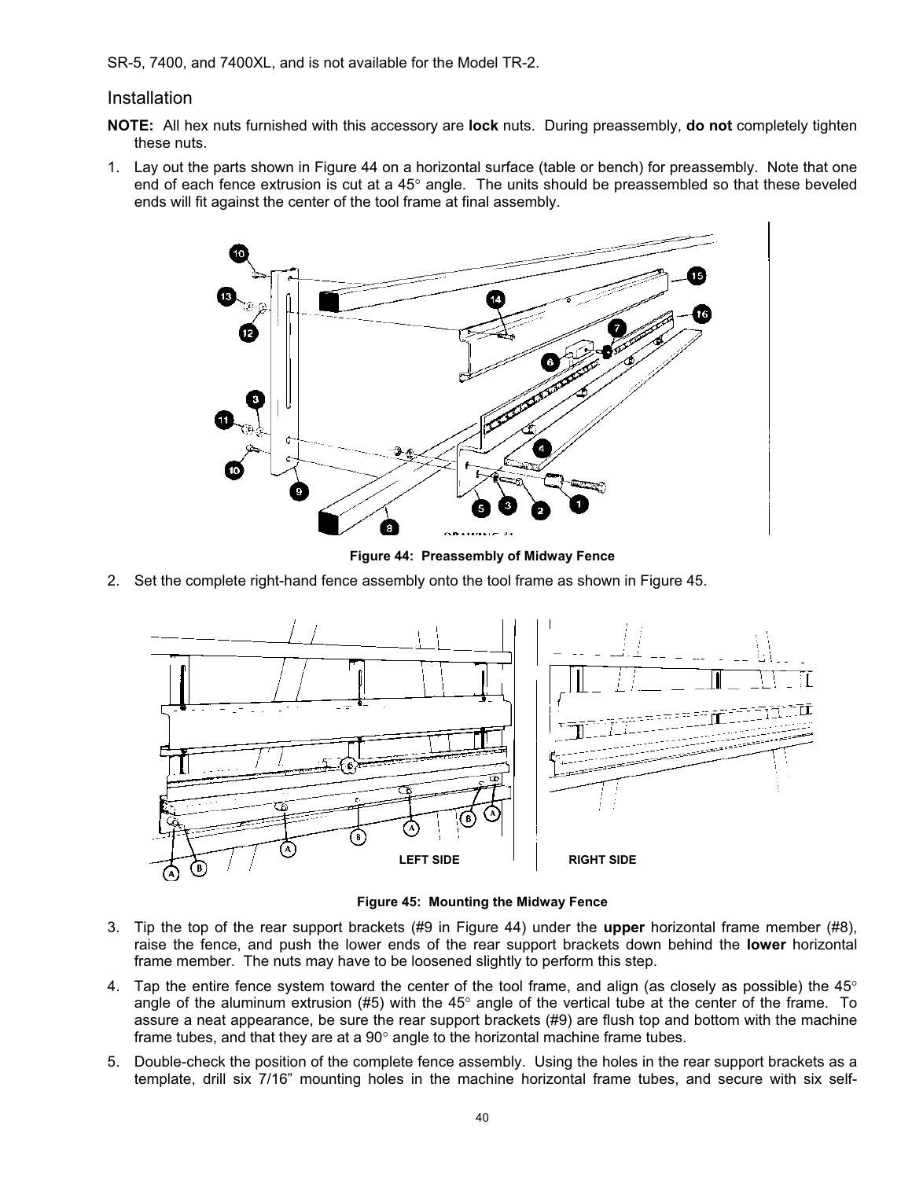SR-5, 7400, and 7400XL, and is not available for the Model TR-2.

## Installation

**NOTE:** All hex nuts furnished with this accessory are **lock** nuts. During preassembly, **do not** completely tighten these nuts.

1. Lay out the parts shown in Figure 44 on a horizontal surface (table or bench) for preassembly. Note that one end of each fence extrusion is cut at a 45° angle. The units should be preassembled so that these beveled ends will fit against the center of the tool frame at final assembly.

Figure 44: Preassembly of Midway Fence

2. Set the complete right-hand fence assembly onto the tool frame as shown in Figure 45.

Figure 45: Mounting the Midway Fence

3. Tip the top of the rear support brackets (#9 in Figure 44) under the **upper** horizontal frame member (#8), raise the fence, and push the lower ends of the rear support brackets down behind the **lower** horizontal frame member. The nuts may have to be loosened slightly to perform this step.
4. Tap the entire fence system toward the center of the tool frame, and align (as closely as possible) the 45° angle of the aluminum extrusion (#5) with the 45° angle of the vertical tube at the center of the frame. To assure a neat appearance, be sure the rear support brackets (#9) are flush top and bottom with the machine frame tubes, and that they are at a 90° angle to the horizontal machine frame tubes.
5. Double-check the position of the complete fence assembly. Using the holes in the rear support brackets as a template, drill six 7/16" mounting holes in the machine horizontal frame tubes, and secure with six self-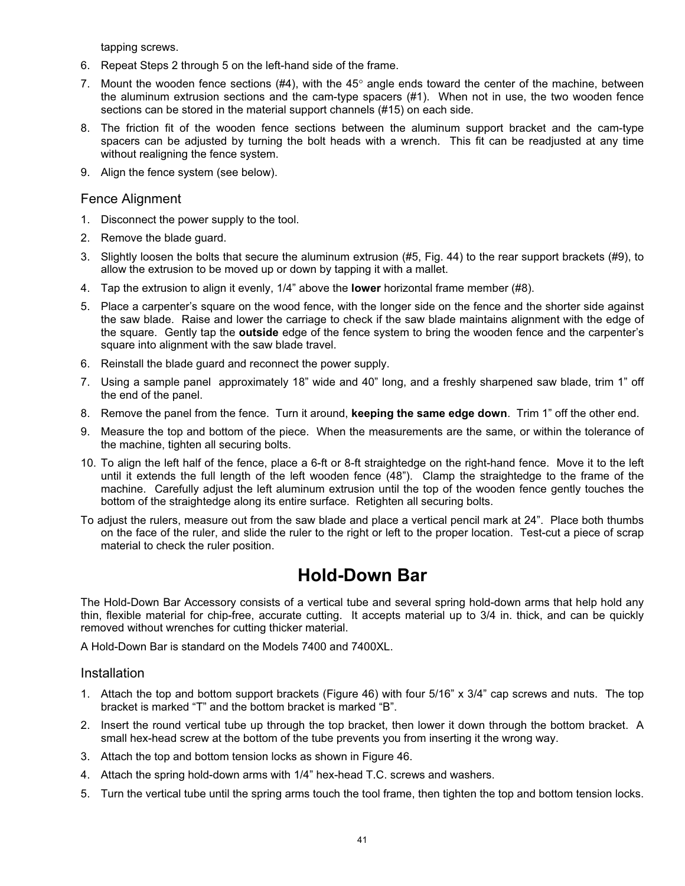tapping screws.

6. Repeat Steps 2 through 5 on the left-hand side of the frame.
7. Mount the wooden fence sections (#4), with the 45° angle ends toward the center of the machine, between the aluminum extrusion sections and the cam-type spacers (#1). When not in use, the two wooden fence sections can be stored in the material support channels (#15) on each side.
8. The friction fit of the wooden fence sections between the aluminum support bracket and the cam-type spacers can be adjusted by turning the bolt heads with a wrench. This fit can be readjusted at any time without realigning the fence system.
9. Align the fence system (see below).

### Fence Alignment

1. Disconnect the power supply to the tool.
2. Remove the blade guard.
3. Slightly loosen the bolts that secure the aluminum extrusion (#5, Fig. 44) to the rear support brackets (#9), to allow the extrusion to be moved up or down by tapping it with a mallet.
4. Tap the extrusion to align it evenly, 1/4" above the **lower** horizontal frame member (#8).
5. Place a carpenter's square on the wood fence, with the longer side on the fence and the shorter side against the saw blade. Raise and lower the carriage to check if the saw blade maintains alignment with the edge of the square. Gently tap the **outside** edge of the fence system to bring the wooden fence and the carpenter's square into alignment with the saw blade travel.
6. Reinstall the blade guard and reconnect the power supply.
7. Using a sample panel approximately 18" wide and 40" long, and a freshly sharpened saw blade, trim 1" off the end of the panel.
8. Remove the panel from the fence. Turn it around, **keeping the same edge down**. Trim 1" off the other end.
9. Measure the top and bottom of the piece. When the measurements are the same, or within the tolerance of the machine, tighten all securing bolts.
10. To align the left half of the fence, place a 6-ft or 8-ft straightedge on the right-hand fence. Move it to the left until it extends the full length of the left wooden fence (48"). Clamp the straightedge to the frame of the machine. Carefully adjust the left aluminum extrusion until the top of the wooden fence gently touches the bottom of the straightedge along its entire surface. Retighten all securing bolts.

To adjust the rulers, measure out from the saw blade and place a vertical pencil mark at 24". Place both thumbs on the face of the ruler, and slide the ruler to the right or left to the proper location. Test-cut a piece of scrap material to check the ruler position.

## Hold-Down Bar

The Hold-Down Bar Accessory consists of a vertical tube and several spring hold-down arms that help hold any thin, flexible material for chip-free, accurate cutting. It accepts material up to 3/4 in. thick, and can be quickly removed without wrenches for cutting thicker material.

A Hold-Down Bar is standard on the Models 7400 and 7400XL.

### Installation

1. Attach the top and bottom support brackets (Figure 46) with four 5/16" x 3/4" cap screws and nuts. The top bracket is marked "T" and the bottom bracket is marked "B".
2. Insert the round vertical tube up through the top bracket, then lower it down through the bottom bracket. A small hex-head screw at the bottom of the tube prevents you from inserting it the wrong way.
3. Attach the top and bottom tension locks as shown in Figure 46.
4. Attach the spring hold-down arms with 1/4" hex-head T.C. screws and washers.
5. Turn the vertical tube until the spring arms touch the tool frame, then tighten the top and bottom tension locks.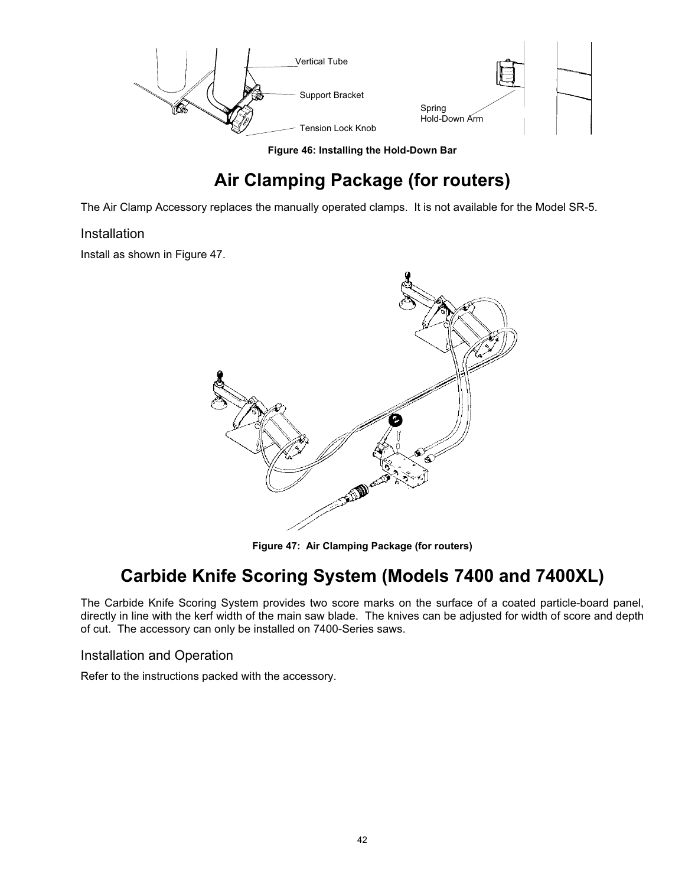Vertical Tube

Support Bracket

Tension Lock Knob

Spring Hold-Down Arm

**Figure 46: Installing the Hold-Down Bar**

# Air Clamping Package (for routers)

The Air Clamp Accessory replaces the manually operated clamps. It is not available for the Model SR-5.

## Installation

Install as shown in Figure 47.

**Figure 47: Air Clamping Package (for routers)**

# Carbide Knife Scoring System (Models 7400 and 7400XL)

The Carbide Knife Scoring System provides two score marks on the surface of a coated particle-board panel, directly in line with the kerf width of the main saw blade. The knives can be adjusted for width of score and depth of cut. The accessory can only be installed on 7400-Series saws.

## Installation and Operation

Refer to the instructions packed with the accessory.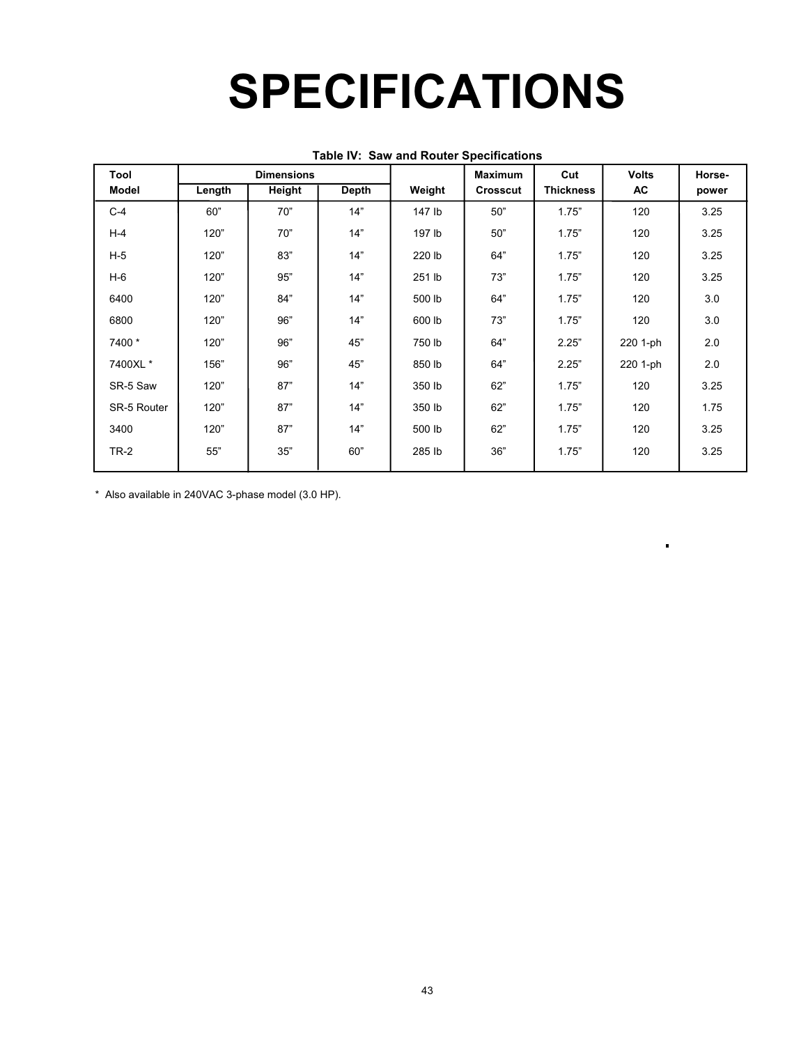# SPECIFICATIONS

**Table IV: Saw and Router Specifications**

| Tool Model | Dimensions | | | Weight | Maximum Crosscut | Cut Thickness | Volts AC | Horse-power |
|---|---|---|---|---|---|---|---|---|
| | Length | Height | Depth | | | | | |
| C-4 | 60” | 70” | 14” | 147 lb | 50” | 1.75” | 120 | 3.25 |
| H-4 | 120” | 70” | 14” | 197 lb | 50” | 1.75” | 120 | 3.25 |
| H-5 | 120” | 83” | 14” | 220 lb | 64” | 1.75” | 120 | 3.25 |
| H-6 | 120” | 95” | 14” | 251 lb | 73” | 1.75” | 120 | 3.25 |
| 6400 | 120” | 84” | 14” | 500 lb | 64” | 1.75” | 120 | 3.0 |
| 6800 | 120” | 96” | 14” | 600 lb | 73” | 1.75” | 120 | 3.0 |
| 7400 * | 120” | 96” | 45” | 750 lb | 64” | 2.25” | 220 1-ph | 2.0 |
| 7400XL * | 156” | 96” | 45” | 850 lb | 64” | 2.25” | 220 1-ph | 2.0 |
| SR-5 Saw | 120” | 87” | 14” | 350 lb | 62” | 1.75” | 120 | 3.25 |
| SR-5 Router | 120” | 87” | 14” | 350 lb | 62” | 1.75” | 120 | 1.75 |
| 3400 | 120” | 87” | 14” | 500 lb | 62” | 1.75” | 120 | 3.25 |
| TR-2 | 55” | 35” | 60” | 285 lb | 36” | 1.75” | 120 | 3.25 |

* Also available in 240VAC 3-phase model (3.0 HP).